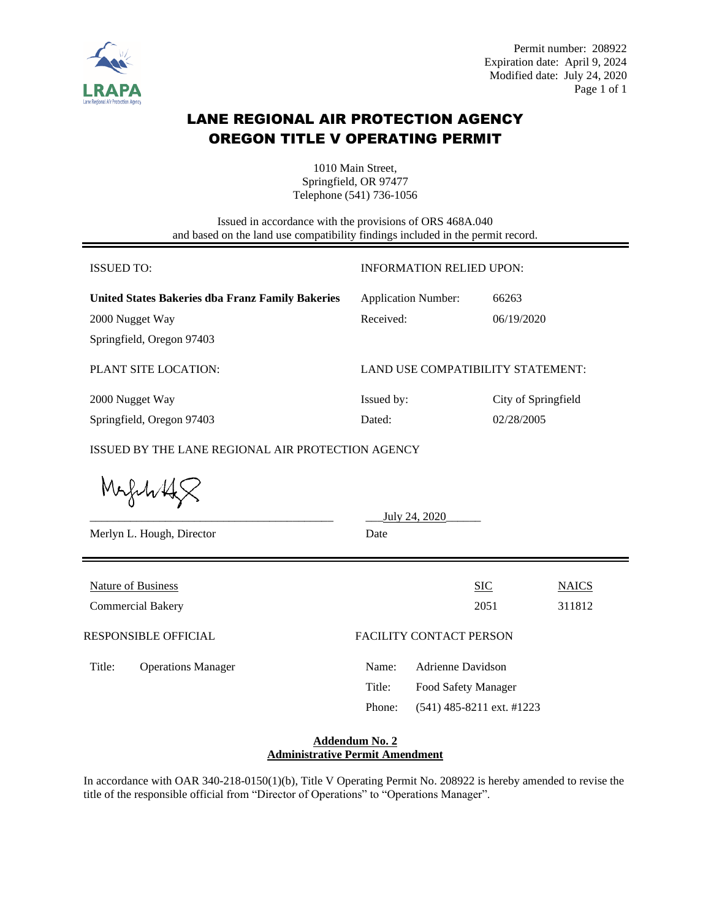Permit number: 208922
Expiration date: April 9, 2024
Modified date: July 24, 2020

# LANE REGIONAL AIR PROTECTION AGENCY
# OREGON TITLE V OPERATING PERMIT

1010 Main Street,
Springfield, OR 97477
Telephone (541) 736-1056

Issued in accordance with the provisions of ORS 468A.040
and based on the land use compatibility findings included in the permit record.

| ISSUED TO: | INFORMATION RELIED UPON: | |
|---|---|---|
| **United States Bakeries dba Franz Family Bakeries** | Application Number: | 66263 |
| 2000 Nugget Way | Received: | 06/19/2020 |
| Springfield, Oregon 97403 | | |
| PLANT SITE LOCATION: | LAND USE COMPATIBILITY STATEMENT: | |
| 2000 Nugget Way | Issued by: | City of Springfield |
| Springfield, Oregon 97403 | Dated: | 02/28/2005 |

ISSUED BY THE LANE REGIONAL AIR PROTECTION AGENCY

Merlyn L. Hough, Director — Date: July 24, 2020

| Nature of Business | SIC | NAICS |
|---|---|---|
| Commercial Bakery | 2051 | 311812 |

| RESPONSIBLE OFFICIAL | | FACILITY CONTACT PERSON | |
|---|---|---|---|
| Title: | Operations Manager | Name: | Adrienne Davidson |
| | | Title: | Food Safety Manager |
| | | Phone: | (541) 485-8211 ext. #1223 |

**Addendum No. 2**
**Administrative Permit Amendment**

In accordance with OAR 340-218-0150(1)(b), Title V Operating Permit No. 208922 is hereby amended to revise the title of the responsible official from "Director of Operations" to "Operations Manager".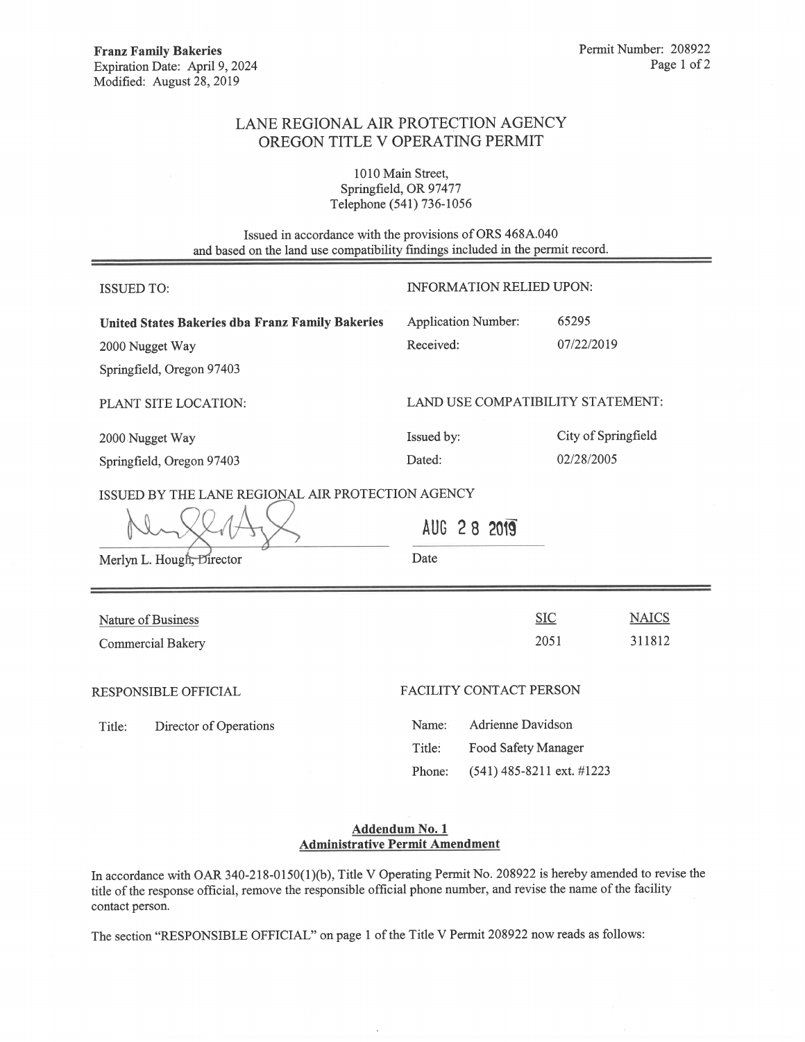**Franz Family Bakeries**
Expiration Date: April 9, 2024
Modified: August 28, 2019

Permit Number: 208922

# LANE REGIONAL AIR PROTECTION AGENCY
# OREGON TITLE V OPERATING PERMIT

1010 Main Street,
Springfield, OR 97477
Telephone (541) 736-1056

Issued in accordance with the provisions of ORS 468A.040
and based on the land use compatibility findings included in the permit record.

| ISSUED TO: | INFORMATION RELIED UPON: | |
|---|---|---|
| **United States Bakeries dba Franz Family Bakeries** | Application Number: | 65295 |
| 2000 Nugget Way | Received: | 07/22/2019 |
| Springfield, Oregon 97403 | | |
| PLANT SITE LOCATION: | LAND USE COMPATIBILITY STATEMENT: | |
| 2000 Nugget Way | Issued by: | City of Springfield |
| Springfield, Oregon 97403 | Dated: | 02/28/2005 |

ISSUED BY THE LANE REGIONAL AIR PROTECTION AGENCY

Merlyn L. Hough, Director

AUG 28 2019
Date

| Nature of Business | SIC | NAICS |
|---|---|---|
| Commercial Bakery | 2051 | 311812 |

RESPONSIBLE OFFICIAL

Title: Director of Operations

FACILITY CONTACT PERSON

Name: Adrienne Davidson
Title: Food Safety Manager
Phone: (541) 485-8211 ext. #1223

## Addendum No. 1
## Administrative Permit Amendment

In accordance with OAR 340-218-0150(1)(b), Title V Operating Permit No. 208922 is hereby amended to revise the title of the response official, remove the responsible official phone number, and revise the name of the facility contact person.

The section "RESPONSIBLE OFFICIAL" on page 1 of the Title V Permit 208922 now reads as follows: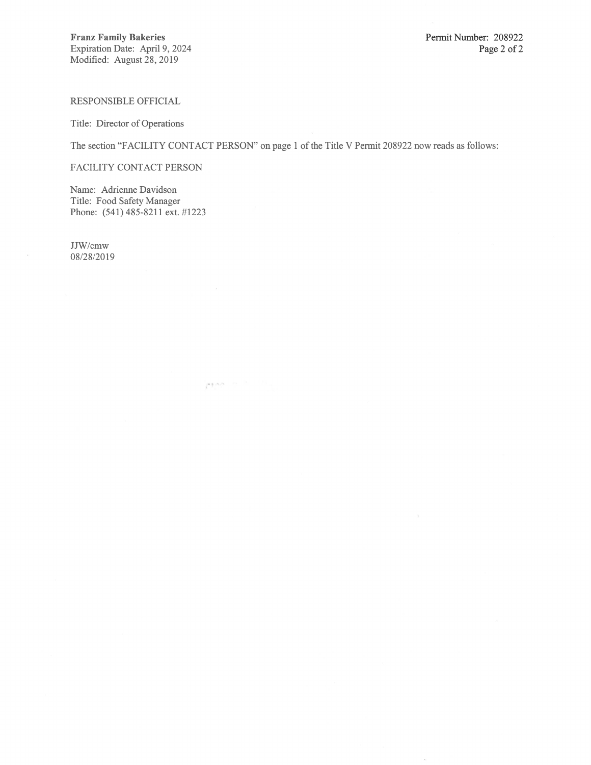RESPONSIBLE OFFICIAL

Title: Director of Operations

The section "FACILITY CONTACT PERSON" on page 1 of the Title V Permit 208922 now reads as follows:

FACILITY CONTACT PERSON

Name: Adrienne Davidson
Title: Food Safety Manager
Phone: (541) 485-8211 ext. #1223

JJW/cmw
08/28/2019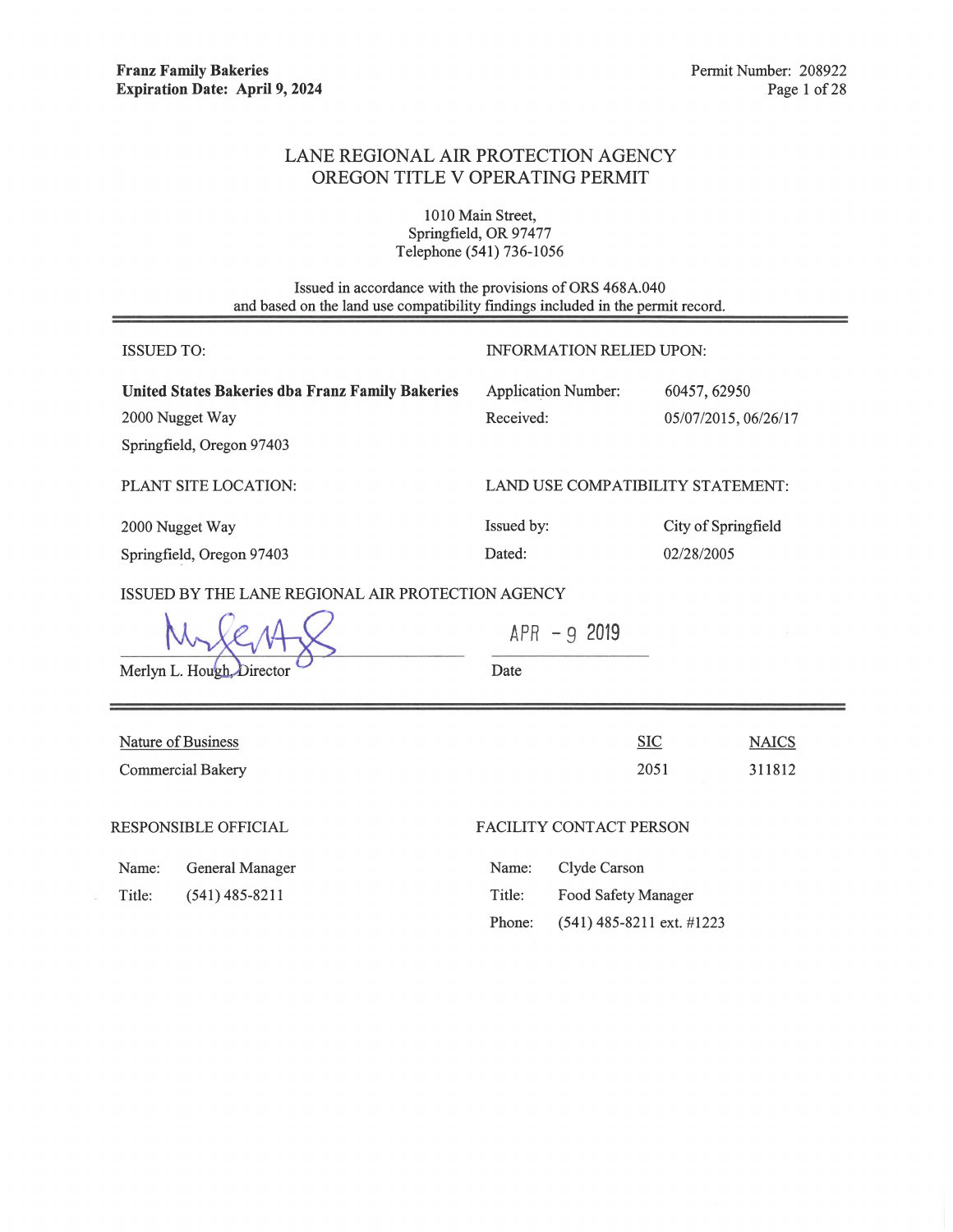# LANE REGIONAL AIR PROTECTION AGENCY
# OREGON TITLE V OPERATING PERMIT

1010 Main Street,
Springfield, OR 97477
Telephone (541) 736-1056

Issued in accordance with the provisions of ORS 468A.040
and based on the land use compatibility findings included in the permit record.

| ISSUED TO: | INFORMATION RELIED UPON: | |
|---|---|---|
| **United States Bakeries dba Franz Family Bakeries** | Application Number: | 60457, 62950 |
| 2000 Nugget Way | Received: | 05/07/2015, 06/26/17 |
| Springfield, Oregon 97403 | | |

| PLANT SITE LOCATION: | LAND USE COMPATIBILITY STATEMENT: | |
|---|---|---|
| 2000 Nugget Way | Issued by: | City of Springfield |
| Springfield, Oregon 97403 | Dated: | 02/28/2005 |

ISSUED BY THE LANE REGIONAL AIR PROTECTION AGENCY

Merlyn L. Hough, Director — Date: APR - 9 2019

| Nature of Business | SIC | NAICS |
|---|---|---|
| Commercial Bakery | 2051 | 311812 |

**RESPONSIBLE OFFICIAL**

Name: General Manager
Title: (541) 485-8211

**FACILITY CONTACT PERSON**

Name: Clyde Carson
Title: Food Safety Manager
Phone: (541) 485-8211 ext. #1223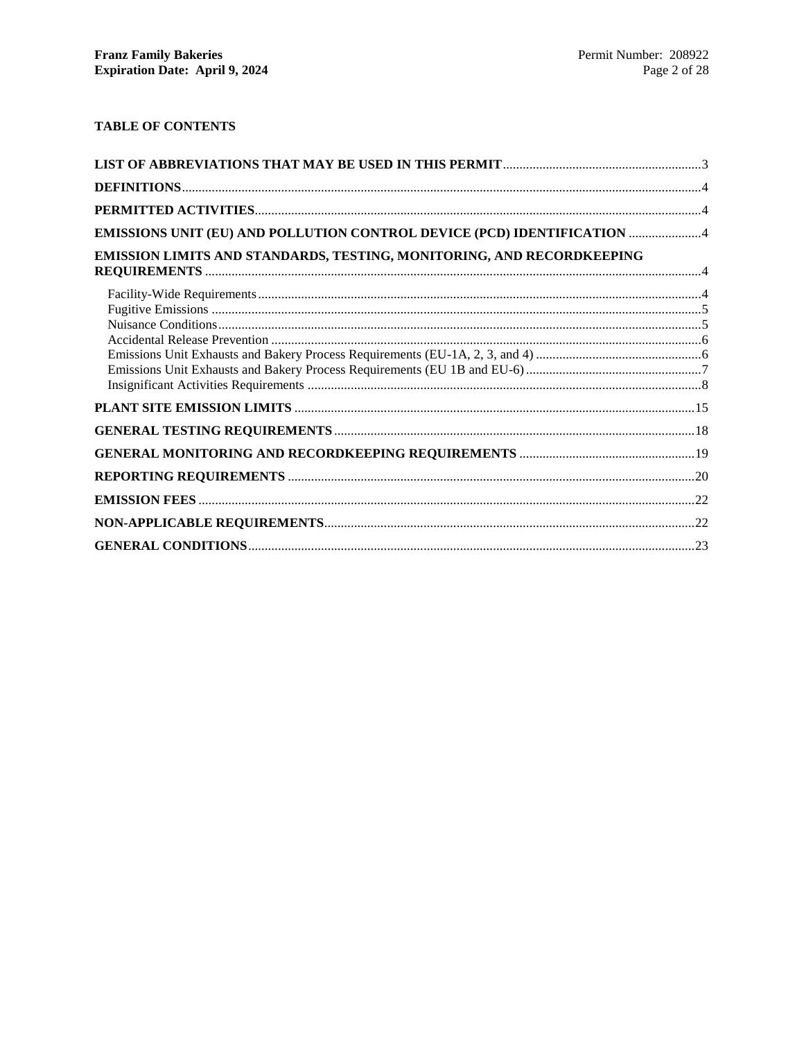## TABLE OF CONTENTS

**LIST OF ABBREVIATIONS THAT MAY BE USED IN THIS PERMIT** ............ 3

**DEFINITIONS** ............ 4

**PERMITTED ACTIVITIES** ............ 4

**EMISSIONS UNIT (EU) AND POLLUTION CONTROL DEVICE (PCD) IDENTIFICATION** ............ 4

**EMISSION LIMITS AND STANDARDS, TESTING, MONITORING, AND RECORDKEEPING REQUIREMENTS** ............ 4

- Facility-Wide Requirements ............ 4
- Fugitive Emissions ............ 5
- Nuisance Conditions ............ 5
- Accidental Release Prevention ............ 6
- Emissions Unit Exhausts and Bakery Process Requirements (EU-1A, 2, 3, and 4) ............ 6
- Emissions Unit Exhausts and Bakery Process Requirements (EU 1B and EU-6) ............ 7
- Insignificant Activities Requirements ............ 8

**PLANT SITE EMISSION LIMITS** ............ 15

**GENERAL TESTING REQUIREMENTS** ............ 18

**GENERAL MONITORING AND RECORDKEEPING REQUIREMENTS** ............ 19

**REPORTING REQUIREMENTS** ............ 20

**EMISSION FEES** ............ 22

**NON-APPLICABLE REQUIREMENTS** ............ 22

**GENERAL CONDITIONS** ............ 23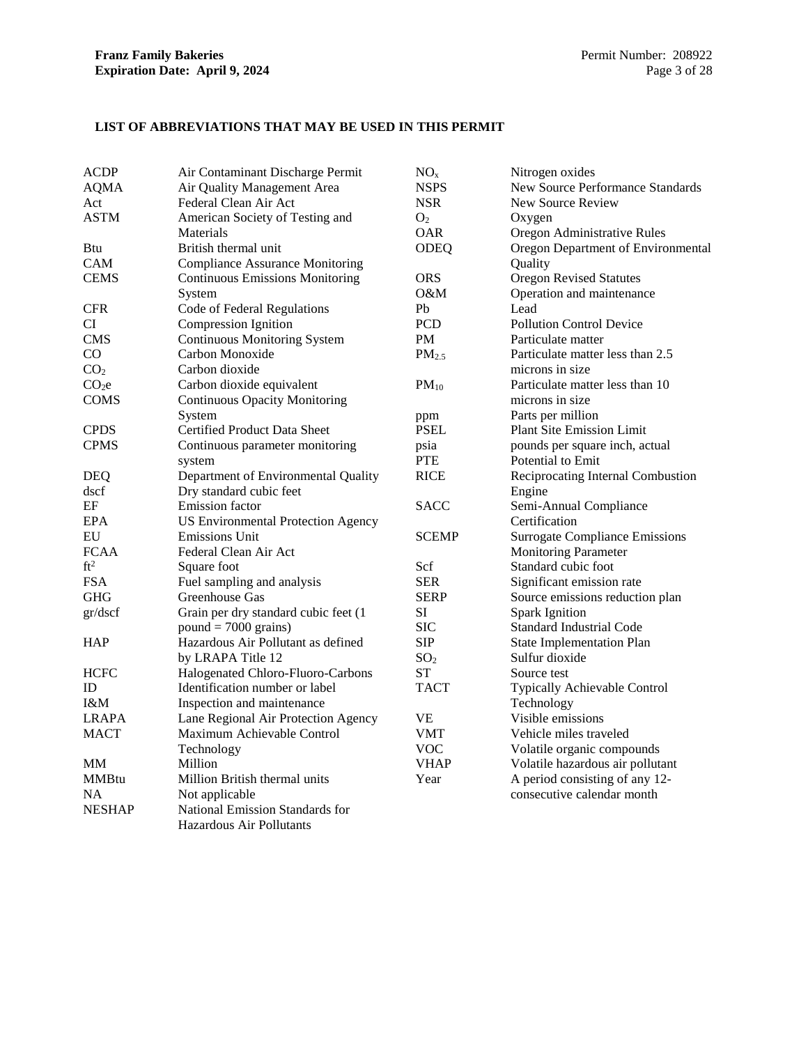### LIST OF ABBREVIATIONS THAT MAY BE USED IN THIS PERMIT

| Abbreviation | Meaning |
|---|---|
| ACDP | Air Contaminant Discharge Permit |
| AQMA | Air Quality Management Area |
| Act | Federal Clean Air Act |
| ASTM | American Society of Testing and Materials |
| Btu | British thermal unit |
| CAM | Compliance Assurance Monitoring |
| CEMS | Continuous Emissions Monitoring System |
| CFR | Code of Federal Regulations |
| CI | Compression Ignition |
| CMS | Continuous Monitoring System |
| CO | Carbon Monoxide |
| $CO_2$ | Carbon dioxide |
| $CO_2e$ | Carbon dioxide equivalent |
| COMS | Continuous Opacity Monitoring System |
| CPDS | Certified Product Data Sheet |
| CPMS | Continuous parameter monitoring system |
| DEQ | Department of Environmental Quality |
| dscf | Dry standard cubic feet |
| EF | Emission factor |
| EPA | US Environmental Protection Agency |
| EU | Emissions Unit |
| FCAA | Federal Clean Air Act |
| $ft^2$ | Square foot |
| FSA | Fuel sampling and analysis |
| GHG | Greenhouse Gas |
| gr/dscf | Grain per dry standard cubic feet (1 pound = 7000 grains) |
| HAP | Hazardous Air Pollutant as defined by LRAPA Title 12 |
| HCFC | Halogenated Chloro-Fluoro-Carbons |
| ID | Identification number or label |
| I&M | Inspection and maintenance |
| LRAPA | Lane Regional Air Protection Agency |
| MACT | Maximum Achievable Control Technology |
| MM | Million |
| MMBtu | Million British thermal units |
| NA | Not applicable |
| NESHAP | National Emission Standards for Hazardous Air Pollutants |
| $NO_x$ | Nitrogen oxides |
| NSPS | New Source Performance Standards |
| NSR | New Source Review |
| $O_2$ | Oxygen |
| OAR | Oregon Administrative Rules |
| ODEQ | Oregon Department of Environmental Quality |
| ORS | Oregon Revised Statutes |
| O&M | Operation and maintenance |
| Pb | Lead |
| PCD | Pollution Control Device |
| PM | Particulate matter |
| $PM_{2.5}$ | Particulate matter less than 2.5 microns in size |
| $PM_{10}$ | Particulate matter less than 10 microns in size |
| ppm | Parts per million |
| PSEL | Plant Site Emission Limit |
| psia | pounds per square inch, actual |
| PTE | Potential to Emit |
| RICE | Reciprocating Internal Combustion Engine |
| SACC | Semi-Annual Compliance Certification |
| SCEMP | Surrogate Compliance Emissions Monitoring Parameter |
| Scf | Standard cubic foot |
| SER | Significant emission rate |
| SERP | Source emissions reduction plan |
| SI | Spark Ignition |
| SIC | Standard Industrial Code |
| SIP | State Implementation Plan |
| $SO_2$ | Sulfur dioxide |
| ST | Source test |
| TACT | Typically Achievable Control Technology |
| VE | Visible emissions |
| VMT | Vehicle miles traveled |
| VOC | Volatile organic compounds |
| VHAP | Volatile hazardous air pollutant |
| Year | A period consisting of any 12-consecutive calendar month |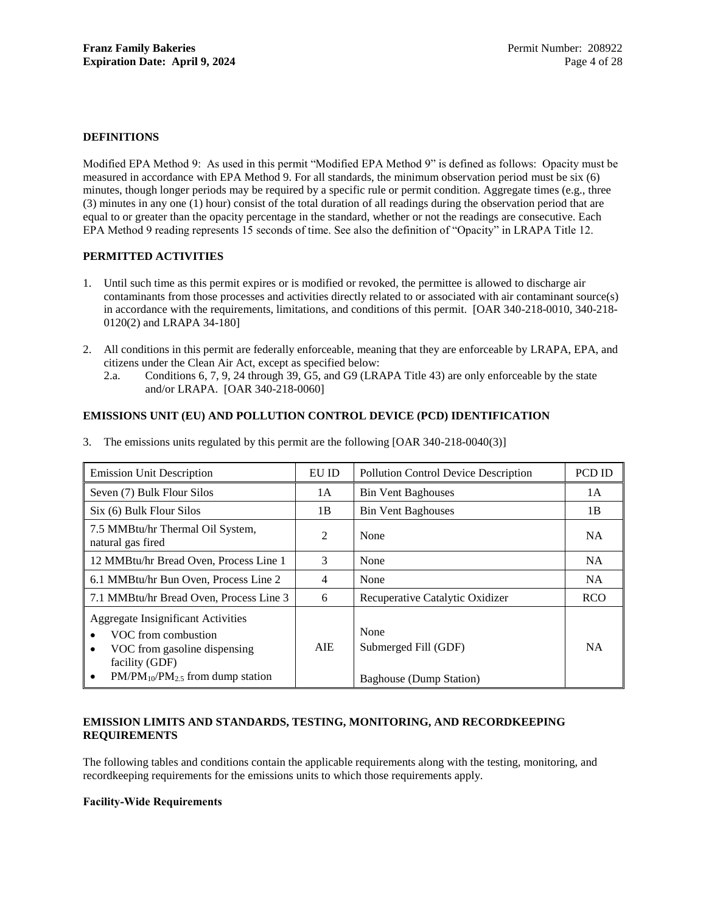## DEFINITIONS

Modified EPA Method 9: As used in this permit "Modified EPA Method 9" is defined as follows: Opacity must be measured in accordance with EPA Method 9. For all standards, the minimum observation period must be six (6) minutes, though longer periods may be required by a specific rule or permit condition. Aggregate times (e.g., three (3) minutes in any one (1) hour) consist of the total duration of all readings during the observation period that are equal to or greater than the opacity percentage in the standard, whether or not the readings are consecutive. Each EPA Method 9 reading represents 15 seconds of time. See also the definition of "Opacity" in LRAPA Title 12.

## PERMITTED ACTIVITIES

1. Until such time as this permit expires or is modified or revoked, the permittee is allowed to discharge air contaminants from those processes and activities directly related to or associated with air contaminant source(s) in accordance with the requirements, limitations, and conditions of this permit. [OAR 340-218-0010, 340-218-0120(2) and LRAPA 34-180]

2. All conditions in this permit are federally enforceable, meaning that they are enforceable by LRAPA, EPA, and citizens under the Clean Air Act, except as specified below:
   - 2.a. Conditions 6, 7, 9, 24 through 39, G5, and G9 (LRAPA Title 43) are only enforceable by the state and/or LRAPA. [OAR 340-218-0060]

## EMISSIONS UNIT (EU) AND POLLUTION CONTROL DEVICE (PCD) IDENTIFICATION

3. The emissions units regulated by this permit are the following [OAR 340-218-0040(3)]

| Emission Unit Description | EU ID | Pollution Control Device Description | PCD ID |
|---|---|---|---|
| Seven (7) Bulk Flour Silos | 1A | Bin Vent Baghouses | 1A |
| Six (6) Bulk Flour Silos | 1B | Bin Vent Baghouses | 1B |
| 7.5 MMBtu/hr Thermal Oil System, natural gas fired | 2 | None | NA |
| 12 MMBtu/hr Bread Oven, Process Line 1 | 3 | None | NA |
| 6.1 MMBtu/hr Bun Oven, Process Line 2 | 4 | None | NA |
| 7.1 MMBtu/hr Bread Oven, Process Line 3 | 6 | Recuperative Catalytic Oxidizer | RCO |
| Aggregate Insignificant Activities<br>• VOC from combustion<br>• VOC from gasoline dispensing facility (GDF)<br>• $PM/PM_{10}/PM_{2.5}$ from dump station | AIE | None<br>Submerged Fill (GDF)<br><br>Baghouse (Dump Station) | NA |

## EMISSION LIMITS AND STANDARDS, TESTING, MONITORING, AND RECORDKEEPING REQUIREMENTS

The following tables and conditions contain the applicable requirements along with the testing, monitoring, and recordkeeping requirements for the emissions units to which those requirements apply.

### Facility-Wide Requirements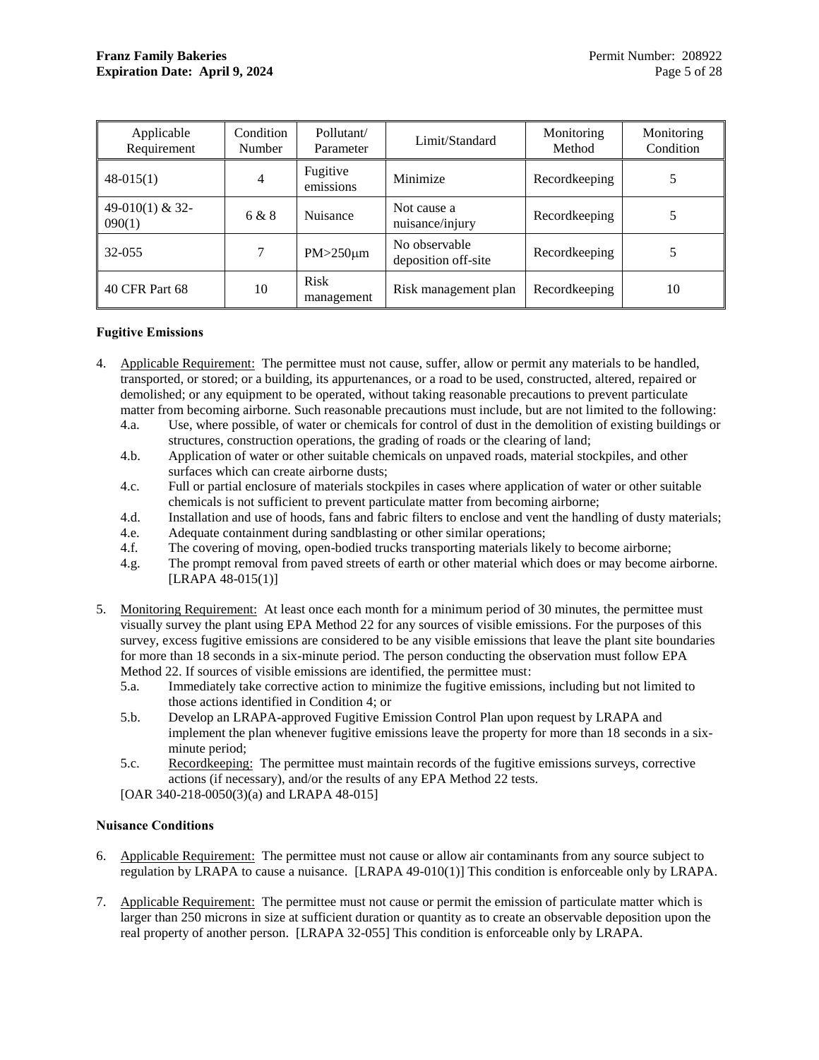| Applicable Requirement | Condition Number | Pollutant/ Parameter | Limit/Standard | Monitoring Method | Monitoring Condition |
|---|---|---|---|---|---|
| 48-015(1) | 4 | Fugitive emissions | Minimize | Recordkeeping | 5 |
| 49-010(1) & 32-090(1) | 6 & 8 | Nuisance | Not cause a nuisance/injury | Recordkeeping | 5 |
| 32-055 | 7 | PM>250μm | No observable deposition off-site | Recordkeeping | 5 |
| 40 CFR Part 68 | 10 | Risk management | Risk management plan | Recordkeeping | 10 |

**Fugitive Emissions**

4. Applicable Requirement: The permittee must not cause, suffer, allow or permit any materials to be handled, transported, or stored; or a building, its appurtenances, or a road to be used, constructed, altered, repaired or demolished; or any equipment to be operated, without taking reasonable precautions to prevent particulate matter from becoming airborne. Such reasonable precautions must include, but are not limited to the following:
   - 4.a. Use, where possible, of water or chemicals for control of dust in the demolition of existing buildings or structures, construction operations, the grading of roads or the clearing of land;
   - 4.b. Application of water or other suitable chemicals on unpaved roads, material stockpiles, and other surfaces which can create airborne dusts;
   - 4.c. Full or partial enclosure of materials stockpiles in cases where application of water or other suitable chemicals is not sufficient to prevent particulate matter from becoming airborne;
   - 4.d. Installation and use of hoods, fans and fabric filters to enclose and vent the handling of dusty materials;
   - 4.e. Adequate containment during sandblasting or other similar operations;
   - 4.f. The covering of moving, open-bodied trucks transporting materials likely to become airborne;
   - 4.g. The prompt removal from paved streets of earth or other material which does or may become airborne. [LRAPA 48-015(1)]

5. Monitoring Requirement: At least once each month for a minimum period of 30 minutes, the permittee must visually survey the plant using EPA Method 22 for any sources of visible emissions. For the purposes of this survey, excess fugitive emissions are considered to be any visible emissions that leave the plant site boundaries for more than 18 seconds in a six-minute period. The person conducting the observation must follow EPA Method 22. If sources of visible emissions are identified, the permittee must:
   - 5.a. Immediately take corrective action to minimize the fugitive emissions, including but not limited to those actions identified in Condition 4; or
   - 5.b. Develop an LRAPA-approved Fugitive Emission Control Plan upon request by LRAPA and implement the plan whenever fugitive emissions leave the property for more than 18 seconds in a six-minute period;
   - 5.c. Recordkeeping: The permittee must maintain records of the fugitive emissions surveys, corrective actions (if necessary), and/or the results of any EPA Method 22 tests.

   [OAR 340-218-0050(3)(a) and LRAPA 48-015]

**Nuisance Conditions**

6. Applicable Requirement: The permittee must not cause or allow air contaminants from any source subject to regulation by LRAPA to cause a nuisance. [LRAPA 49-010(1)] This condition is enforceable only by LRAPA.

7. Applicable Requirement: The permittee must not cause or permit the emission of particulate matter which is larger than 250 microns in size at sufficient duration or quantity as to create an observable deposition upon the real property of another person. [LRAPA 32-055] This condition is enforceable only by LRAPA.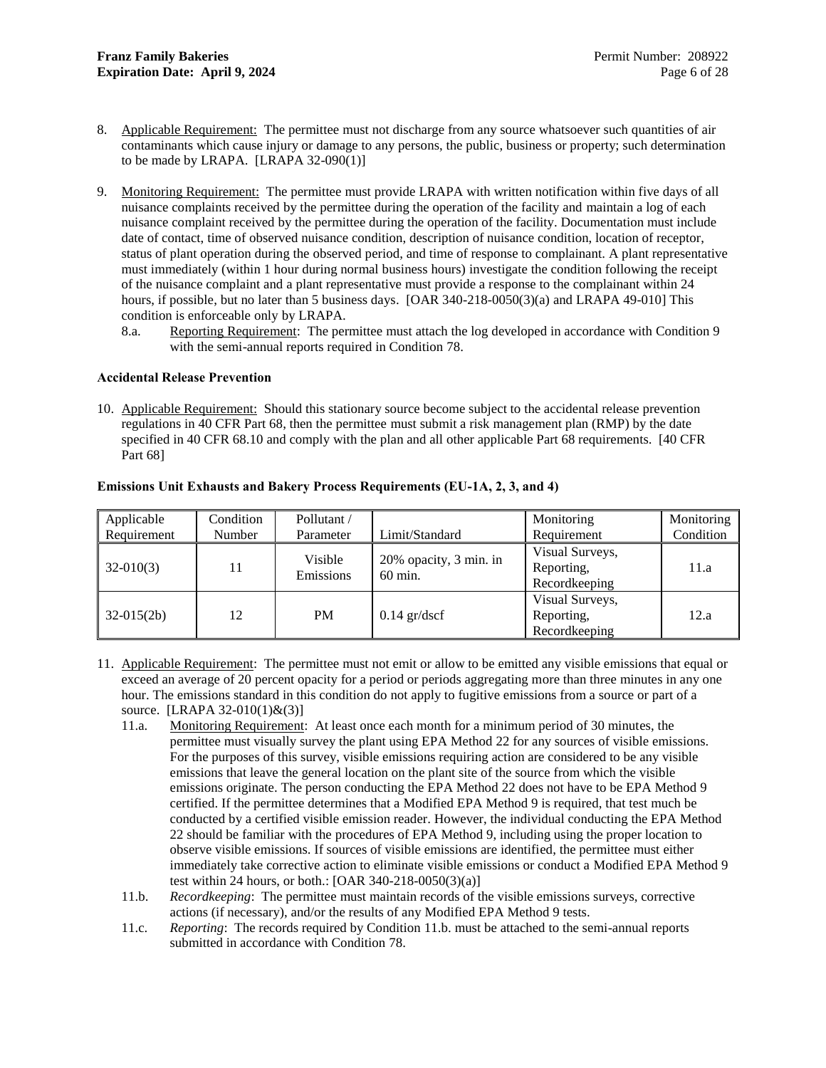8. Applicable Requirement: The permittee must not discharge from any source whatsoever such quantities of air contaminants which cause injury or damage to any persons, the public, business or property; such determination to be made by LRAPA. [LRAPA 32-090(1)]

9. Monitoring Requirement: The permittee must provide LRAPA with written notification within five days of all nuisance complaints received by the permittee during the operation of the facility and maintain a log of each nuisance complaint received by the permittee during the operation of the facility. Documentation must include date of contact, time of observed nuisance condition, description of nuisance condition, location of receptor, status of plant operation during the observed period, and time of response to complainant. A plant representative must immediately (within 1 hour during normal business hours) investigate the condition following the receipt of the nuisance complaint and a plant representative must provide a response to the complainant within 24 hours, if possible, but no later than 5 business days. [OAR 340-218-0050(3)(a) and LRAPA 49-010] This condition is enforceable only by LRAPA.
   - 8.a. Reporting Requirement: The permittee must attach the log developed in accordance with Condition 9 with the semi-annual reports required in Condition 78.

**Accidental Release Prevention**

10. Applicable Requirement: Should this stationary source become subject to the accidental release prevention regulations in 40 CFR Part 68, then the permittee must submit a risk management plan (RMP) by the date specified in 40 CFR 68.10 and comply with the plan and all other applicable Part 68 requirements. [40 CFR Part 68]

**Emissions Unit Exhausts and Bakery Process Requirements (EU-1A, 2, 3, and 4)**

| Applicable Requirement | Condition Number | Pollutant / Parameter | Limit/Standard | Monitoring Requirement | Monitoring Condition |
|---|---|---|---|---|---|
| 32-010(3) | 11 | Visible Emissions | 20% opacity, 3 min. in 60 min. | Visual Surveys, Reporting, Recordkeeping | 11.a |
| 32-015(2b) | 12 | PM | 0.14 gr/dscf | Visual Surveys, Reporting, Recordkeeping | 12.a |

11. Applicable Requirement: The permittee must not emit or allow to be emitted any visible emissions that equal or exceed an average of 20 percent opacity for a period or periods aggregating more than three minutes in any one hour. The emissions standard in this condition do not apply to fugitive emissions from a source or part of a source. [LRAPA 32-010(1)&(3)]
   - 11.a. Monitoring Requirement: At least once each month for a minimum period of 30 minutes, the permittee must visually survey the plant using EPA Method 22 for any sources of visible emissions. For the purposes of this survey, visible emissions requiring action are considered to be any visible emissions that leave the general location on the plant site of the source from which the visible emissions originate. The person conducting the EPA Method 22 does not have to be EPA Method 9 certified. If the permittee determines that a Modified EPA Method 9 is required, that test much be conducted by a certified visible emission reader. However, the individual conducting the EPA Method 22 should be familiar with the procedures of EPA Method 9, including using the proper location to observe visible emissions. If sources of visible emissions are identified, the permittee must either immediately take corrective action to eliminate visible emissions or conduct a Modified EPA Method 9 test within 24 hours, or both.: [OAR 340-218-0050(3)(a)]
   - 11.b. *Recordkeeping*: The permittee must maintain records of the visible emissions surveys, corrective actions (if necessary), and/or the results of any Modified EPA Method 9 tests.
   - 11.c. *Reporting*: The records required by Condition 11.b. must be attached to the semi-annual reports submitted in accordance with Condition 78.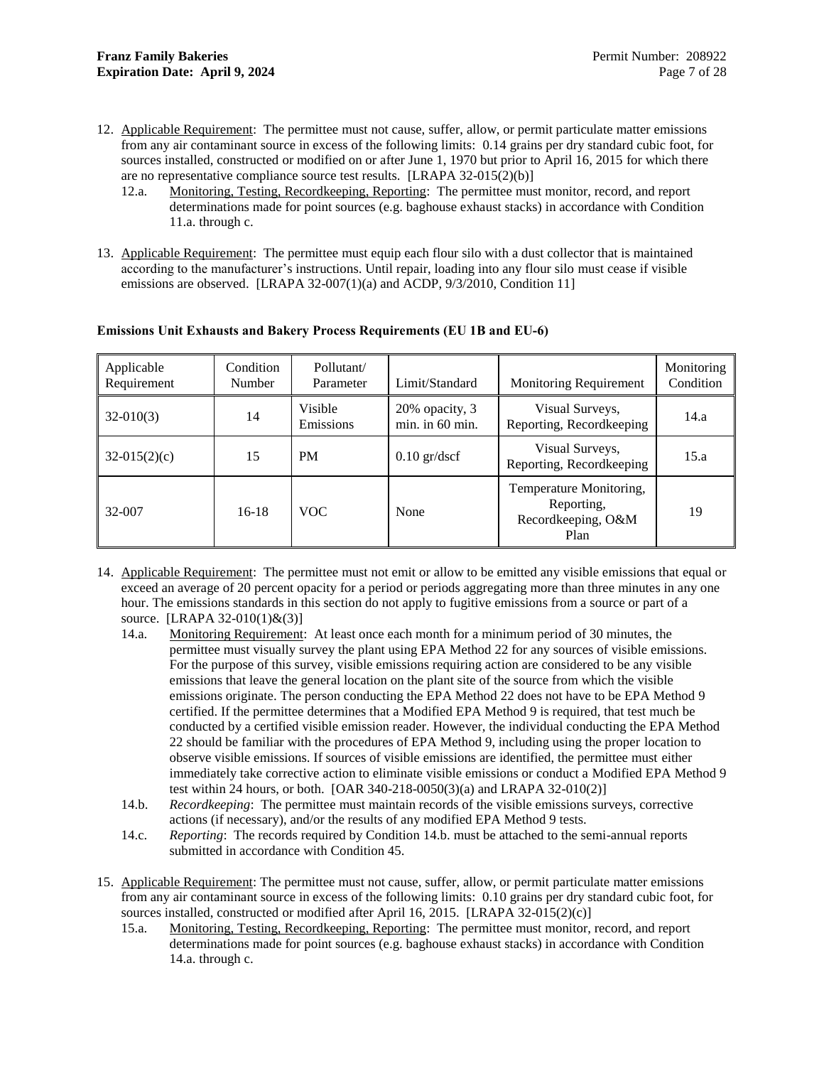12. Applicable Requirement: The permittee must not cause, suffer, allow, or permit particulate matter emissions from any air contaminant source in excess of the following limits: 0.14 grains per dry standard cubic foot, for sources installed, constructed or modified on or after June 1, 1970 but prior to April 16, 2015 for which there are no representative compliance source test results. [LRAPA 32-015(2)(b)]
    - 12.a. Monitoring, Testing, Recordkeeping, Reporting: The permittee must monitor, record, and report determinations made for point sources (e.g. baghouse exhaust stacks) in accordance with Condition 11.a. through c.

13. Applicable Requirement: The permittee must equip each flour silo with a dust collector that is maintained according to the manufacturer's instructions. Until repair, loading into any flour silo must cease if visible emissions are observed. [LRAPA 32-007(1)(a) and ACDP, 9/3/2010, Condition 11]

**Emissions Unit Exhausts and Bakery Process Requirements (EU 1B and EU-6)**

| Applicable Requirement | Condition Number | Pollutant/ Parameter | Limit/Standard | Monitoring Requirement | Monitoring Condition |
|---|---|---|---|---|---|
| 32-010(3) | 14 | Visible Emissions | 20% opacity, 3 min. in 60 min. | Visual Surveys, Reporting, Recordkeeping | 14.a |
| 32-015(2)(c) | 15 | PM | 0.10 gr/dscf | Visual Surveys, Reporting, Recordkeeping | 15.a |
| 32-007 | 16-18 | VOC | None | Temperature Monitoring, Reporting, Recordkeeping, O&M Plan | 19 |

14. Applicable Requirement: The permittee must not emit or allow to be emitted any visible emissions that equal or exceed an average of 20 percent opacity for a period or periods aggregating more than three minutes in any one hour. The emissions standards in this section do not apply to fugitive emissions from a source or part of a source. [LRAPA 32-010(1)&(3)]
    - 14.a. Monitoring Requirement: At least once each month for a minimum period of 30 minutes, the permittee must visually survey the plant using EPA Method 22 for any sources of visible emissions. For the purpose of this survey, visible emissions requiring action are considered to be any visible emissions that leave the general location on the plant site of the source from which the visible emissions originate. The person conducting the EPA Method 22 does not have to be EPA Method 9 certified. If the permittee determines that a Modified EPA Method 9 is required, that test much be conducted by a certified visible emission reader. However, the individual conducting the EPA Method 22 should be familiar with the procedures of EPA Method 9, including using the proper location to observe visible emissions. If sources of visible emissions are identified, the permittee must either immediately take corrective action to eliminate visible emissions or conduct a Modified EPA Method 9 test within 24 hours, or both. [OAR 340-218-0050(3)(a) and LRAPA 32-010(2)]
    - 14.b. *Recordkeeping*: The permittee must maintain records of the visible emissions surveys, corrective actions (if necessary), and/or the results of any modified EPA Method 9 tests.
    - 14.c. *Reporting*: The records required by Condition 14.b. must be attached to the semi-annual reports submitted in accordance with Condition 45.

15. Applicable Requirement: The permittee must not cause, suffer, allow, or permit particulate matter emissions from any air contaminant source in excess of the following limits: 0.10 grains per dry standard cubic foot, for sources installed, constructed or modified after April 16, 2015. [LRAPA 32-015(2)(c)]
    - 15.a. Monitoring, Testing, Recordkeeping, Reporting: The permittee must monitor, record, and report determinations made for point sources (e.g. baghouse exhaust stacks) in accordance with Condition 14.a. through c.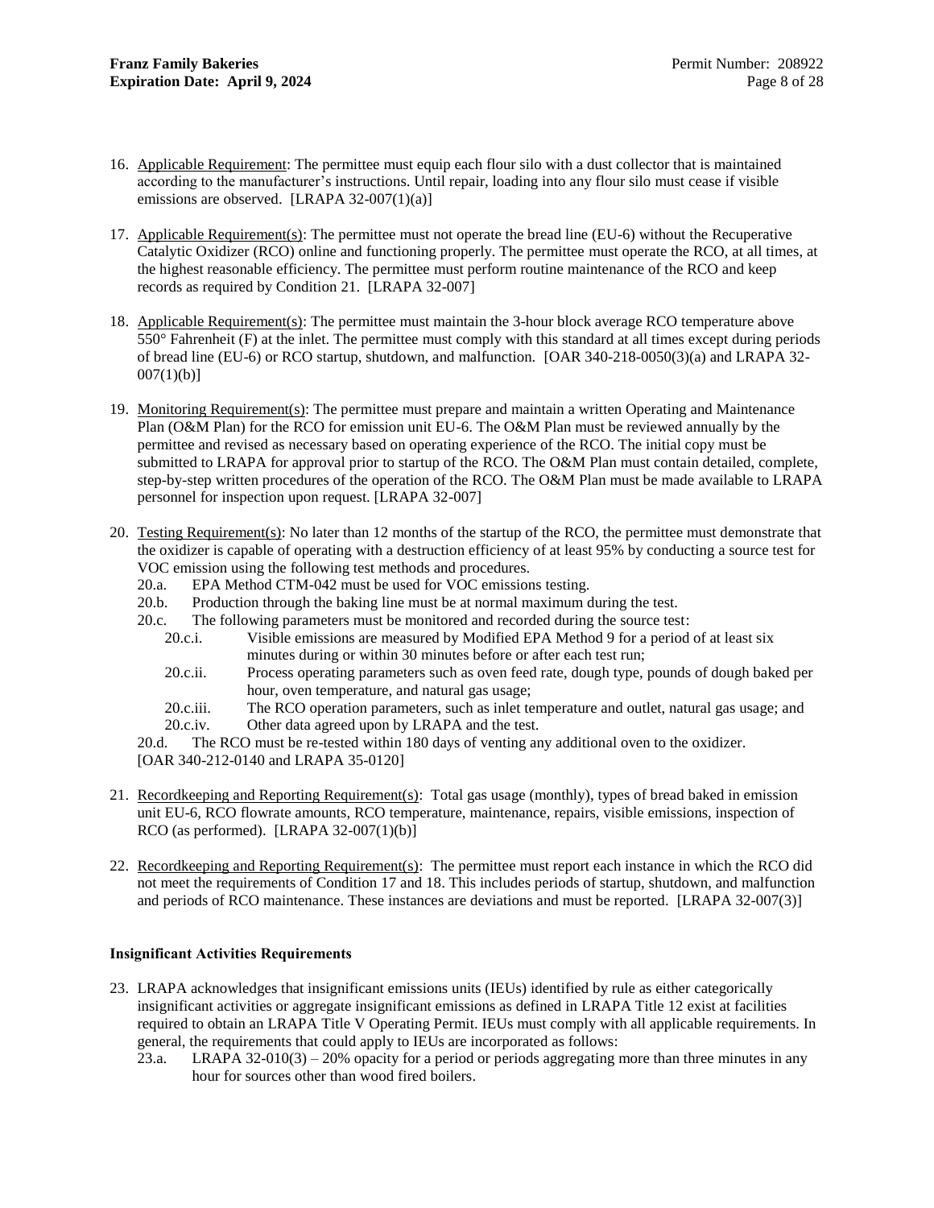16. Applicable Requirement: The permittee must equip each flour silo with a dust collector that is maintained according to the manufacturer's instructions. Until repair, loading into any flour silo must cease if visible emissions are observed. [LRAPA 32-007(1)(a)]

17. Applicable Requirement(s): The permittee must not operate the bread line (EU-6) without the Recuperative Catalytic Oxidizer (RCO) online and functioning properly. The permittee must operate the RCO, at all times, at the highest reasonable efficiency. The permittee must perform routine maintenance of the RCO and keep records as required by Condition 21. [LRAPA 32-007]

18. Applicable Requirement(s): The permittee must maintain the 3-hour block average RCO temperature above 550° Fahrenheit (F) at the inlet. The permittee must comply with this standard at all times except during periods of bread line (EU-6) or RCO startup, shutdown, and malfunction. [OAR 340-218-0050(3)(a) and LRAPA 32-007(1)(b)]

19. Monitoring Requirement(s): The permittee must prepare and maintain a written Operating and Maintenance Plan (O&M Plan) for the RCO for emission unit EU-6. The O&M Plan must be reviewed annually by the permittee and revised as necessary based on operating experience of the RCO. The initial copy must be submitted to LRAPA for approval prior to startup of the RCO. The O&M Plan must contain detailed, complete, step-by-step written procedures of the operation of the RCO. The O&M Plan must be made available to LRAPA personnel for inspection upon request. [LRAPA 32-007]

20. Testing Requirement(s): No later than 12 months of the startup of the RCO, the permittee must demonstrate that the oxidizer is capable of operating with a destruction efficiency of at least 95% by conducting a source test for VOC emission using the following test methods and procedures.
    - 20.a. EPA Method CTM-042 must be used for VOC emissions testing.
    - 20.b. Production through the baking line must be at normal maximum during the test.
    - 20.c. The following parameters must be monitored and recorded during the source test:
        - 20.c.i. Visible emissions are measured by Modified EPA Method 9 for a period of at least six minutes during or within 30 minutes before or after each test run;
        - 20.c.ii. Process operating parameters such as oven feed rate, dough type, pounds of dough baked per hour, oven temperature, and natural gas usage;
        - 20.c.iii. The RCO operation parameters, such as inlet temperature and outlet, natural gas usage; and
        - 20.c.iv. Other data agreed upon by LRAPA and the test.
    - 20.d. The RCO must be re-tested within 180 days of venting any additional oven to the oxidizer.

    [OAR 340-212-0140 and LRAPA 35-0120]

21. Recordkeeping and Reporting Requirement(s): Total gas usage (monthly), types of bread baked in emission unit EU-6, RCO flowrate amounts, RCO temperature, maintenance, repairs, visible emissions, inspection of RCO (as performed). [LRAPA 32-007(1)(b)]

22. Recordkeeping and Reporting Requirement(s): The permittee must report each instance in which the RCO did not meet the requirements of Condition 17 and 18. This includes periods of startup, shutdown, and malfunction and periods of RCO maintenance. These instances are deviations and must be reported. [LRAPA 32-007(3)]

**Insignificant Activities Requirements**

23. LRAPA acknowledges that insignificant emissions units (IEUs) identified by rule as either categorically insignificant activities or aggregate insignificant emissions as defined in LRAPA Title 12 exist at facilities required to obtain an LRAPA Title V Operating Permit. IEUs must comply with all applicable requirements. In general, the requirements that could apply to IEUs are incorporated as follows:
    - 23.a. LRAPA 32-010(3) – 20% opacity for a period or periods aggregating more than three minutes in any hour for sources other than wood fired boilers.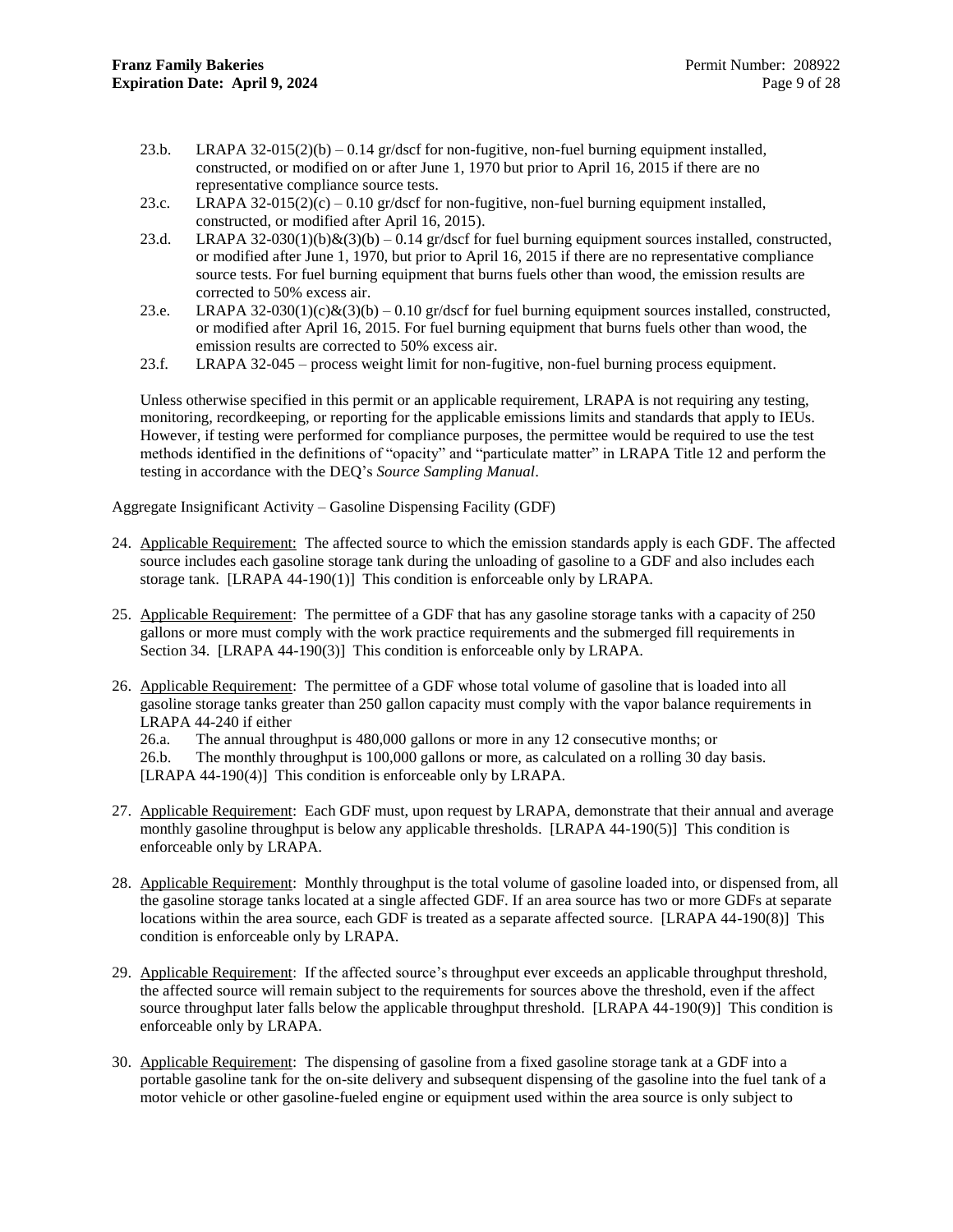23.b. LRAPA 32-015(2)(b) – 0.14 gr/dscf for non-fugitive, non-fuel burning equipment installed, constructed, or modified on or after June 1, 1970 but prior to April 16, 2015 if there are no representative compliance source tests.

23.c. LRAPA 32-015(2)(c) – 0.10 gr/dscf for non-fugitive, non-fuel burning equipment installed, constructed, or modified after April 16, 2015).

23.d. LRAPA 32-030(1)(b)&(3)(b) – 0.14 gr/dscf for fuel burning equipment sources installed, constructed, or modified after June 1, 1970, but prior to April 16, 2015 if there are no representative compliance source tests. For fuel burning equipment that burns fuels other than wood, the emission results are corrected to 50% excess air.

23.e. LRAPA 32-030(1)(c)&(3)(b) – 0.10 gr/dscf for fuel burning equipment sources installed, constructed, or modified after April 16, 2015. For fuel burning equipment that burns fuels other than wood, the emission results are corrected to 50% excess air.

23.f. LRAPA 32-045 – process weight limit for non-fugitive, non-fuel burning process equipment.

Unless otherwise specified in this permit or an applicable requirement, LRAPA is not requiring any testing, monitoring, recordkeeping, or reporting for the applicable emissions limits and standards that apply to IEUs. However, if testing were performed for compliance purposes, the permittee would be required to use the test methods identified in the definitions of "opacity" and "particulate matter" in LRAPA Title 12 and perform the testing in accordance with the DEQ's *Source Sampling Manual*.

Aggregate Insignificant Activity – Gasoline Dispensing Facility (GDF)

24. Applicable Requirement: The affected source to which the emission standards apply is each GDF. The affected source includes each gasoline storage tank during the unloading of gasoline to a GDF and also includes each storage tank. [LRAPA 44-190(1)] This condition is enforceable only by LRAPA.

25. Applicable Requirement: The permittee of a GDF that has any gasoline storage tanks with a capacity of 250 gallons or more must comply with the work practice requirements and the submerged fill requirements in Section 34. [LRAPA 44-190(3)] This condition is enforceable only by LRAPA.

26. Applicable Requirement: The permittee of a GDF whose total volume of gasoline that is loaded into all gasoline storage tanks greater than 250 gallon capacity must comply with the vapor balance requirements in LRAPA 44-240 if either

    26.a. The annual throughput is 480,000 gallons or more in any 12 consecutive months; or

    26.b. The monthly throughput is 100,000 gallons or more, as calculated on a rolling 30 day basis.

    [LRAPA 44-190(4)] This condition is enforceable only by LRAPA.

27. Applicable Requirement: Each GDF must, upon request by LRAPA, demonstrate that their annual and average monthly gasoline throughput is below any applicable thresholds. [LRAPA 44-190(5)] This condition is enforceable only by LRAPA.

28. Applicable Requirement: Monthly throughput is the total volume of gasoline loaded into, or dispensed from, all the gasoline storage tanks located at a single affected GDF. If an area source has two or more GDFs at separate locations within the area source, each GDF is treated as a separate affected source. [LRAPA 44-190(8)] This condition is enforceable only by LRAPA.

29. Applicable Requirement: If the affected source's throughput ever exceeds an applicable throughput threshold, the affected source will remain subject to the requirements for sources above the threshold, even if the affect source throughput later falls below the applicable throughput threshold. [LRAPA 44-190(9)] This condition is enforceable only by LRAPA.

30. Applicable Requirement: The dispensing of gasoline from a fixed gasoline storage tank at a GDF into a portable gasoline tank for the on-site delivery and subsequent dispensing of the gasoline into the fuel tank of a motor vehicle or other gasoline-fueled engine or equipment used within the area source is only subject to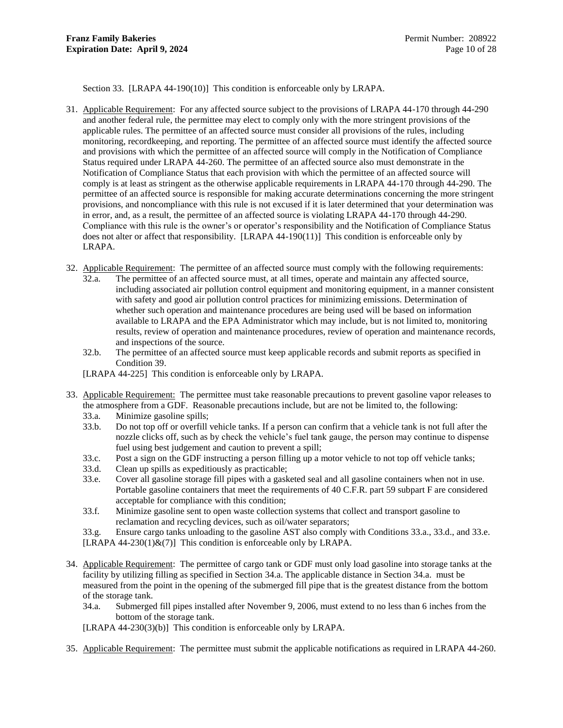Section 33. [LRAPA 44-190(10)] This condition is enforceable only by LRAPA.

31. Applicable Requirement: For any affected source subject to the provisions of LRAPA 44-170 through 44-290 and another federal rule, the permittee may elect to comply only with the more stringent provisions of the applicable rules. The permittee of an affected source must consider all provisions of the rules, including monitoring, recordkeeping, and reporting. The permittee of an affected source must identify the affected source and provisions with which the permittee of an affected source will comply in the Notification of Compliance Status required under LRAPA 44-260. The permittee of an affected source also must demonstrate in the Notification of Compliance Status that each provision with which the permittee of an affected source will comply is at least as stringent as the otherwise applicable requirements in LRAPA 44-170 through 44-290. The permittee of an affected source is responsible for making accurate determinations concerning the more stringent provisions, and noncompliance with this rule is not excused if it is later determined that your determination was in error, and, as a result, the permittee of an affected source is violating LRAPA 44-170 through 44-290. Compliance with this rule is the owner's or operator's responsibility and the Notification of Compliance Status does not alter or affect that responsibility. [LRAPA 44-190(11)] This condition is enforceable only by LRAPA.

32. Applicable Requirement: The permittee of an affected source must comply with the following requirements:
    - 32.a. The permittee of an affected source must, at all times, operate and maintain any affected source, including associated air pollution control equipment and monitoring equipment, in a manner consistent with safety and good air pollution control practices for minimizing emissions. Determination of whether such operation and maintenance procedures are being used will be based on information available to LRAPA and the EPA Administrator which may include, but is not limited to, monitoring results, review of operation and maintenance procedures, review of operation and maintenance records, and inspections of the source.
    - 32.b. The permittee of an affected source must keep applicable records and submit reports as specified in Condition 39.

    [LRAPA 44-225] This condition is enforceable only by LRAPA.

33. Applicable Requirement: The permittee must take reasonable precautions to prevent gasoline vapor releases to the atmosphere from a GDF. Reasonable precautions include, but are not be limited to, the following:
    - 33.a. Minimize gasoline spills;
    - 33.b. Do not top off or overfill vehicle tanks. If a person can confirm that a vehicle tank is not full after the nozzle clicks off, such as by check the vehicle's fuel tank gauge, the person may continue to dispense fuel using best judgement and caution to prevent a spill;
    - 33.c. Post a sign on the GDF instructing a person filling up a motor vehicle to not top off vehicle tanks;
    - 33.d. Clean up spills as expeditiously as practicable;
    - 33.e. Cover all gasoline storage fill pipes with a gasketed seal and all gasoline containers when not in use. Portable gasoline containers that meet the requirements of 40 C.F.R. part 59 subpart F are considered acceptable for compliance with this condition;
    - 33.f. Minimize gasoline sent to open waste collection systems that collect and transport gasoline to reclamation and recycling devices, such as oil/water separators;
    - 33.g. Ensure cargo tanks unloading to the gasoline AST also comply with Conditions 33.a., 33.d., and 33.e.

    [LRAPA 44-230(1)&(7)] This condition is enforceable only by LRAPA.

34. Applicable Requirement: The permittee of cargo tank or GDF must only load gasoline into storage tanks at the facility by utilizing filling as specified in Section 34.a. The applicable distance in Section 34.a. must be measured from the point in the opening of the submerged fill pipe that is the greatest distance from the bottom of the storage tank.
    - 34.a. Submerged fill pipes installed after November 9, 2006, must extend to no less than 6 inches from the bottom of the storage tank.

    [LRAPA 44-230(3)(b)] This condition is enforceable only by LRAPA.

35. Applicable Requirement: The permittee must submit the applicable notifications as required in LRAPA 44-260.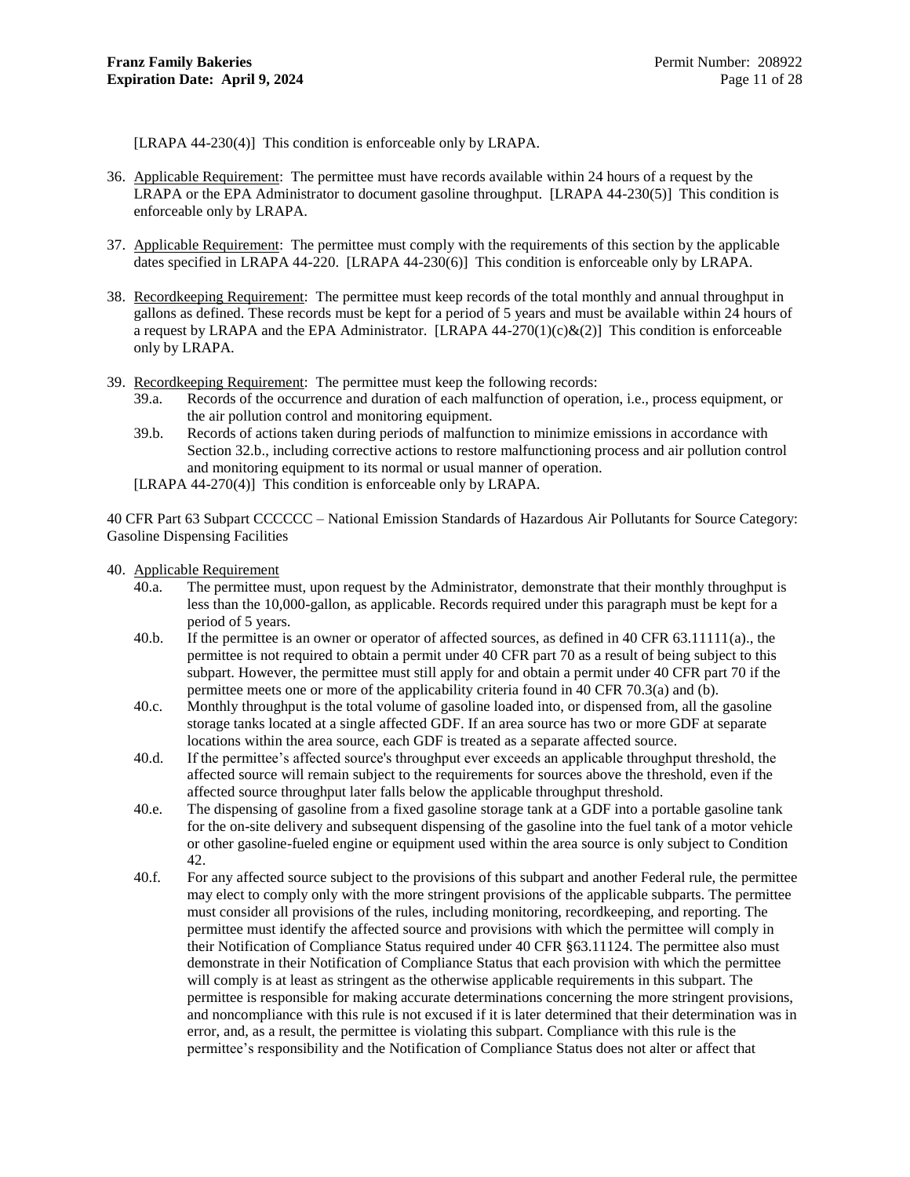[LRAPA 44-230(4)] This condition is enforceable only by LRAPA.

36. Applicable Requirement: The permittee must have records available within 24 hours of a request by the LRAPA or the EPA Administrator to document gasoline throughput. [LRAPA 44-230(5)] This condition is enforceable only by LRAPA.

37. Applicable Requirement: The permittee must comply with the requirements of this section by the applicable dates specified in LRAPA 44-220. [LRAPA 44-230(6)] This condition is enforceable only by LRAPA.

38. Recordkeeping Requirement: The permittee must keep records of the total monthly and annual throughput in gallons as defined. These records must be kept for a period of 5 years and must be available within 24 hours of a request by LRAPA and the EPA Administrator. [LRAPA 44-270(1)(c)&(2)] This condition is enforceable only by LRAPA.

39. Recordkeeping Requirement: The permittee must keep the following records:
    - 39.a. Records of the occurrence and duration of each malfunction of operation, i.e., process equipment, or the air pollution control and monitoring equipment.
    - 39.b. Records of actions taken during periods of malfunction to minimize emissions in accordance with Section 32.b., including corrective actions to restore malfunctioning process and air pollution control and monitoring equipment to its normal or usual manner of operation.

    [LRAPA 44-270(4)] This condition is enforceable only by LRAPA.

40 CFR Part 63 Subpart CCCCCC – National Emission Standards of Hazardous Air Pollutants for Source Category: Gasoline Dispensing Facilities

40. Applicable Requirement
    - 40.a. The permittee must, upon request by the Administrator, demonstrate that their monthly throughput is less than the 10,000-gallon, as applicable. Records required under this paragraph must be kept for a period of 5 years.
    - 40.b. If the permittee is an owner or operator of affected sources, as defined in 40 CFR 63.11111(a)., the permittee is not required to obtain a permit under 40 CFR part 70 as a result of being subject to this subpart. However, the permittee must still apply for and obtain a permit under 40 CFR part 70 if the permittee meets one or more of the applicability criteria found in 40 CFR 70.3(a) and (b).
    - 40.c. Monthly throughput is the total volume of gasoline loaded into, or dispensed from, all the gasoline storage tanks located at a single affected GDF. If an area source has two or more GDF at separate locations within the area source, each GDF is treated as a separate affected source.
    - 40.d. If the permittee's affected source's throughput ever exceeds an applicable throughput threshold, the affected source will remain subject to the requirements for sources above the threshold, even if the affected source throughput later falls below the applicable throughput threshold.
    - 40.e. The dispensing of gasoline from a fixed gasoline storage tank at a GDF into a portable gasoline tank for the on-site delivery and subsequent dispensing of the gasoline into the fuel tank of a motor vehicle or other gasoline-fueled engine or equipment used within the area source is only subject to Condition 42.
    - 40.f. For any affected source subject to the provisions of this subpart and another Federal rule, the permittee may elect to comply only with the more stringent provisions of the applicable subparts. The permittee must consider all provisions of the rules, including monitoring, recordkeeping, and reporting. The permittee must identify the affected source and provisions with which the permittee will comply in their Notification of Compliance Status required under 40 CFR §63.11124. The permittee also must demonstrate in their Notification of Compliance Status that each provision with which the permittee will comply is at least as stringent as the otherwise applicable requirements in this subpart. The permittee is responsible for making accurate determinations concerning the more stringent provisions, and noncompliance with this rule is not excused if it is later determined that their determination was in error, and, as a result, the permittee is violating this subpart. Compliance with this rule is the permittee's responsibility and the Notification of Compliance Status does not alter or affect that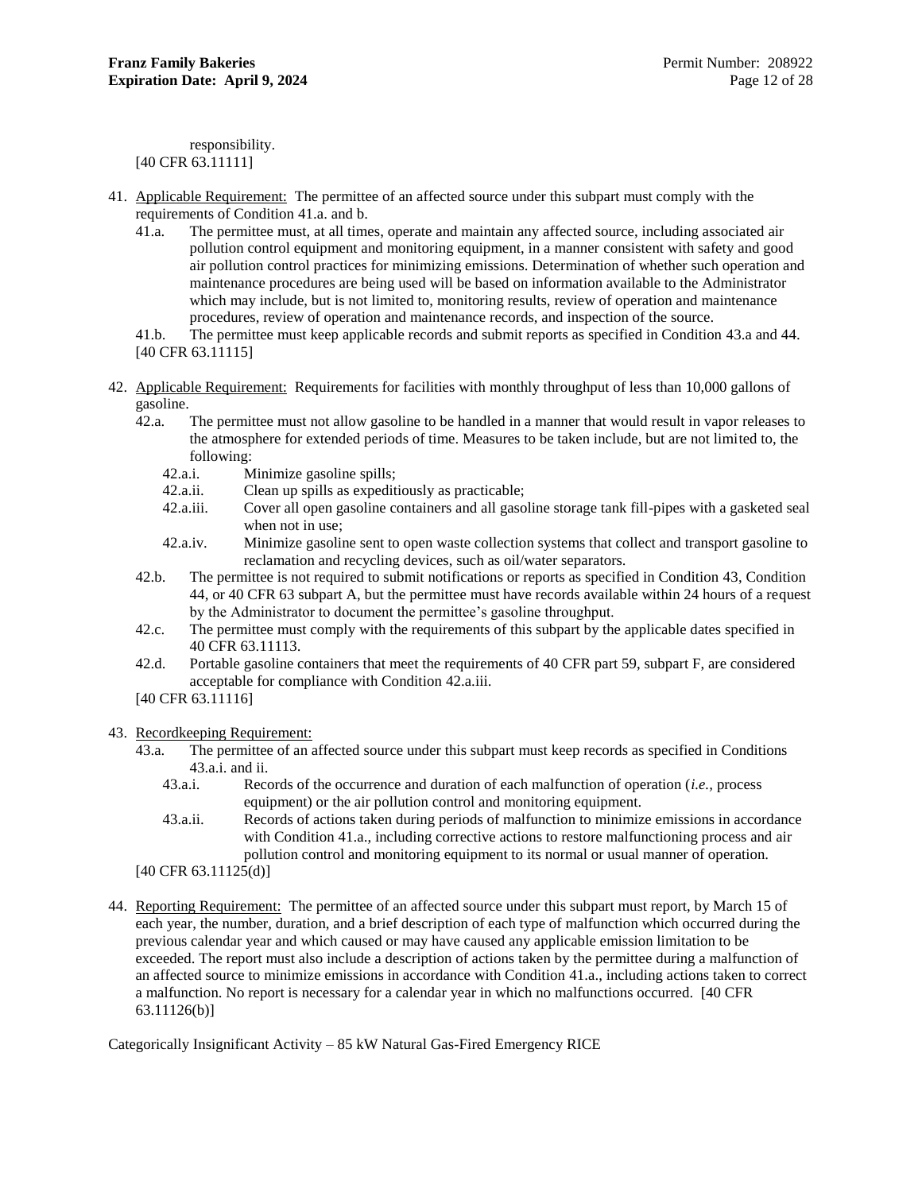responsibility.
[40 CFR 63.11111]

41. Applicable Requirement: The permittee of an affected source under this subpart must comply with the requirements of Condition 41.a. and b.
    - 41.a. The permittee must, at all times, operate and maintain any affected source, including associated air pollution control equipment and monitoring equipment, in a manner consistent with safety and good air pollution control practices for minimizing emissions. Determination of whether such operation and maintenance procedures are being used will be based on information available to the Administrator which may include, but is not limited to, monitoring results, review of operation and maintenance procedures, review of operation and maintenance records, and inspection of the source.
    - 41.b. The permittee must keep applicable records and submit reports as specified in Condition 43.a and 44.

    [40 CFR 63.11115]

42. Applicable Requirement: Requirements for facilities with monthly throughput of less than 10,000 gallons of gasoline.
    - 42.a. The permittee must not allow gasoline to be handled in a manner that would result in vapor releases to the atmosphere for extended periods of time. Measures to be taken include, but are not limited to, the following:
        - 42.a.i. Minimize gasoline spills;
        - 42.a.ii. Clean up spills as expeditiously as practicable;
        - 42.a.iii. Cover all open gasoline containers and all gasoline storage tank fill-pipes with a gasketed seal when not in use;
        - 42.a.iv. Minimize gasoline sent to open waste collection systems that collect and transport gasoline to reclamation and recycling devices, such as oil/water separators.
    - 42.b. The permittee is not required to submit notifications or reports as specified in Condition 43, Condition 44, or 40 CFR 63 subpart A, but the permittee must have records available within 24 hours of a request by the Administrator to document the permittee's gasoline throughput.
    - 42.c. The permittee must comply with the requirements of this subpart by the applicable dates specified in 40 CFR 63.11113.
    - 42.d. Portable gasoline containers that meet the requirements of 40 CFR part 59, subpart F, are considered acceptable for compliance with Condition 42.a.iii.

    [40 CFR 63.11116]

43. Recordkeeping Requirement:
    - 43.a. The permittee of an affected source under this subpart must keep records as specified in Conditions 43.a.i. and ii.
        - 43.a.i. Records of the occurrence and duration of each malfunction of operation (*i.e.*, process equipment) or the air pollution control and monitoring equipment.
        - 43.a.ii. Records of actions taken during periods of malfunction to minimize emissions in accordance with Condition 41.a., including corrective actions to restore malfunctioning process and air pollution control and monitoring equipment to its normal or usual manner of operation.

    [40 CFR 63.11125(d)]

44. Reporting Requirement: The permittee of an affected source under this subpart must report, by March 15 of each year, the number, duration, and a brief description of each type of malfunction which occurred during the previous calendar year and which caused or may have caused any applicable emission limitation to be exceeded. The report must also include a description of actions taken by the permittee during a malfunction of an affected source to minimize emissions in accordance with Condition 41.a., including actions taken to correct a malfunction. No report is necessary for a calendar year in which no malfunctions occurred. [40 CFR 63.11126(b)]

Categorically Insignificant Activity – 85 kW Natural Gas-Fired Emergency RICE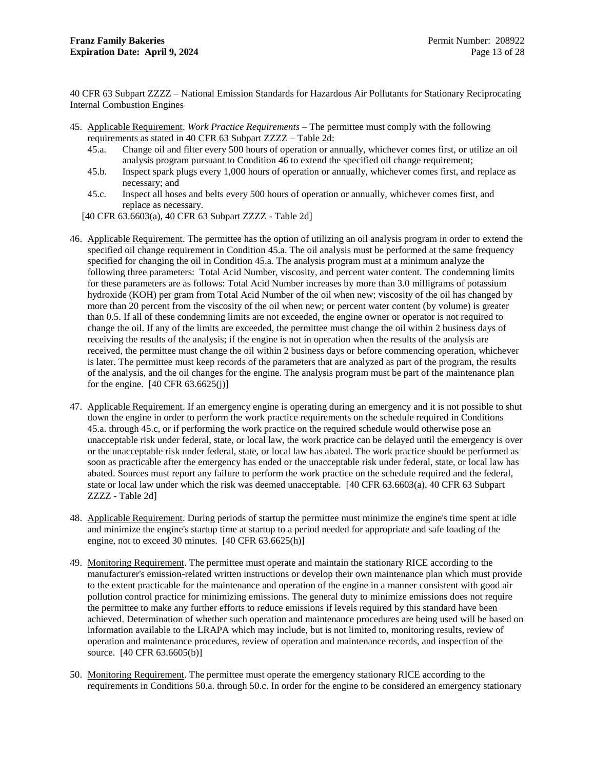40 CFR 63 Subpart ZZZZ – National Emission Standards for Hazardous Air Pollutants for Stationary Reciprocating Internal Combustion Engines

45. Applicable Requirement. *Work Practice Requirements* – The permittee must comply with the following requirements as stated in 40 CFR 63 Subpart ZZZZ – Table 2d:
    - 45.a. Change oil and filter every 500 hours of operation or annually, whichever comes first, or utilize an oil analysis program pursuant to Condition 46 to extend the specified oil change requirement;
    - 45.b. Inspect spark plugs every 1,000 hours of operation or annually, whichever comes first, and replace as necessary; and
    - 45.c. Inspect all hoses and belts every 500 hours of operation or annually, whichever comes first, and replace as necessary.

    [40 CFR 63.6603(a), 40 CFR 63 Subpart ZZZZ - Table 2d]

46. Applicable Requirement. The permittee has the option of utilizing an oil analysis program in order to extend the specified oil change requirement in Condition 45.a. The oil analysis must be performed at the same frequency specified for changing the oil in Condition 45.a. The analysis program must at a minimum analyze the following three parameters: Total Acid Number, viscosity, and percent water content. The condemning limits for these parameters are as follows: Total Acid Number increases by more than 3.0 milligrams of potassium hydroxide (KOH) per gram from Total Acid Number of the oil when new; viscosity of the oil has changed by more than 20 percent from the viscosity of the oil when new; or percent water content (by volume) is greater than 0.5. If all of these condemning limits are not exceeded, the engine owner or operator is not required to change the oil. If any of the limits are exceeded, the permittee must change the oil within 2 business days of receiving the results of the analysis; if the engine is not in operation when the results of the analysis are received, the permittee must change the oil within 2 business days or before commencing operation, whichever is later. The permittee must keep records of the parameters that are analyzed as part of the program, the results of the analysis, and the oil changes for the engine. The analysis program must be part of the maintenance plan for the engine. [40 CFR 63.6625(j)]

47. Applicable Requirement. If an emergency engine is operating during an emergency and it is not possible to shut down the engine in order to perform the work practice requirements on the schedule required in Conditions 45.a. through 45.c, or if performing the work practice on the required schedule would otherwise pose an unacceptable risk under federal, state, or local law, the work practice can be delayed until the emergency is over or the unacceptable risk under federal, state, or local law has abated. The work practice should be performed as soon as practicable after the emergency has ended or the unacceptable risk under federal, state, or local law has abated. Sources must report any failure to perform the work practice on the schedule required and the federal, state or local law under which the risk was deemed unacceptable. [40 CFR 63.6603(a), 40 CFR 63 Subpart ZZZZ - Table 2d]

48. Applicable Requirement. During periods of startup the permittee must minimize the engine's time spent at idle and minimize the engine's startup time at startup to a period needed for appropriate and safe loading of the engine, not to exceed 30 minutes. [40 CFR 63.6625(h)]

49. Monitoring Requirement. The permittee must operate and maintain the stationary RICE according to the manufacturer's emission-related written instructions or develop their own maintenance plan which must provide to the extent practicable for the maintenance and operation of the engine in a manner consistent with good air pollution control practice for minimizing emissions. The general duty to minimize emissions does not require the permittee to make any further efforts to reduce emissions if levels required by this standard have been achieved. Determination of whether such operation and maintenance procedures are being used will be based on information available to the LRAPA which may include, but is not limited to, monitoring results, review of operation and maintenance procedures, review of operation and maintenance records, and inspection of the source. [40 CFR 63.6605(b)]

50. Monitoring Requirement. The permittee must operate the emergency stationary RICE according to the requirements in Conditions 50.a. through 50.c. In order for the engine to be considered an emergency stationary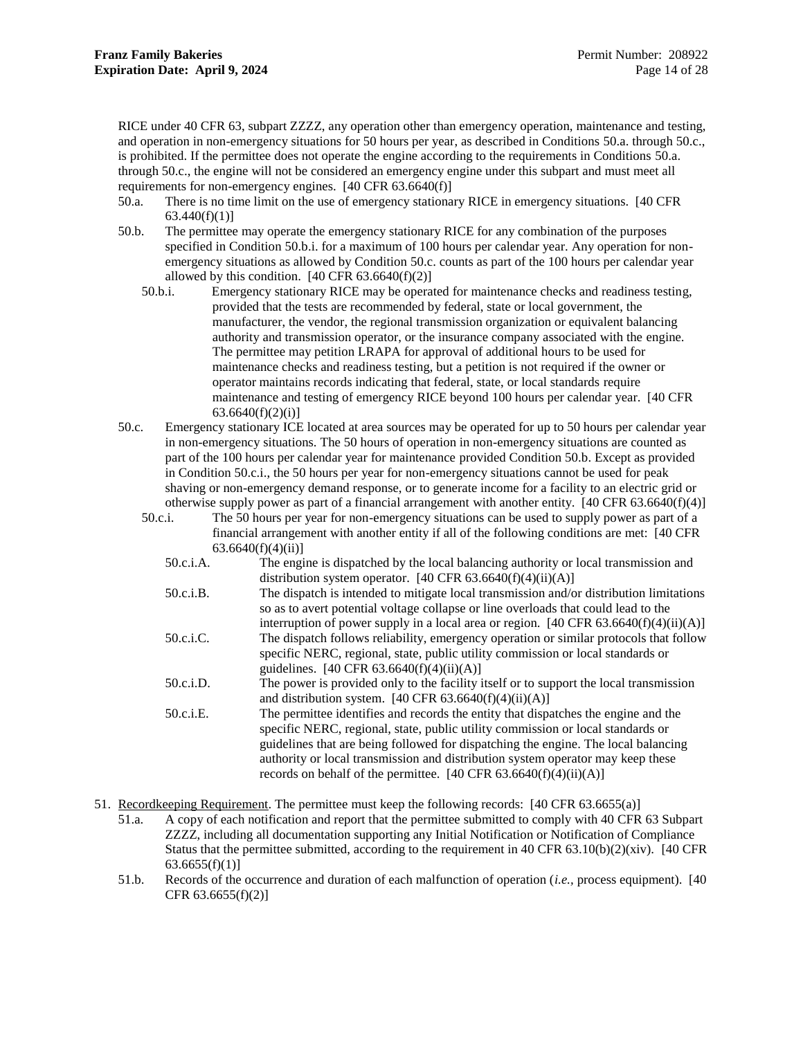RICE under 40 CFR 63, subpart ZZZZ, any operation other than emergency operation, maintenance and testing, and operation in non-emergency situations for 50 hours per year, as described in Conditions 50.a. through 50.c., is prohibited. If the permittee does not operate the engine according to the requirements in Conditions 50.a. through 50.c., the engine will not be considered an emergency engine under this subpart and must meet all requirements for non-emergency engines. [40 CFR 63.6640(f)]

- 50.a. There is no time limit on the use of emergency stationary RICE in emergency situations. [40 CFR 63.440(f)(1)]
- 50.b. The permittee may operate the emergency stationary RICE for any combination of the purposes specified in Condition 50.b.i. for a maximum of 100 hours per calendar year. Any operation for non-emergency situations as allowed by Condition 50.c. counts as part of the 100 hours per calendar year allowed by this condition. [40 CFR 63.6640(f)(2)]
  - 50.b.i. Emergency stationary RICE may be operated for maintenance checks and readiness testing, provided that the tests are recommended by federal, state or local government, the manufacturer, the vendor, the regional transmission organization or equivalent balancing authority and transmission operator, or the insurance company associated with the engine. The permittee may petition LRAPA for approval of additional hours to be used for maintenance checks and readiness testing, but a petition is not required if the owner or operator maintains records indicating that federal, state, or local standards require maintenance and testing of emergency RICE beyond 100 hours per calendar year. [40 CFR 63.6640(f)(2)(i)]
- 50.c. Emergency stationary ICE located at area sources may be operated for up to 50 hours per calendar year in non-emergency situations. The 50 hours of operation in non-emergency situations are counted as part of the 100 hours per calendar year for maintenance provided Condition 50.b. Except as provided in Condition 50.c.i., the 50 hours per year for non-emergency situations cannot be used for peak shaving or non-emergency demand response, or to generate income for a facility to an electric grid or otherwise supply power as part of a financial arrangement with another entity. [40 CFR 63.6640(f)(4)]
  - 50.c.i. The 50 hours per year for non-emergency situations can be used to supply power as part of a financial arrangement with another entity if all of the following conditions are met: [40 CFR 63.6640(f)(4)(ii)]
    - 50.c.i.A. The engine is dispatched by the local balancing authority or local transmission and distribution system operator. [40 CFR 63.6640(f)(4)(ii)(A)]
    - 50.c.i.B. The dispatch is intended to mitigate local transmission and/or distribution limitations so as to avert potential voltage collapse or line overloads that could lead to the interruption of power supply in a local area or region. [40 CFR 63.6640(f)(4)(ii)(A)]
    - 50.c.i.C. The dispatch follows reliability, emergency operation or similar protocols that follow specific NERC, regional, state, public utility commission or local standards or guidelines. [40 CFR 63.6640(f)(4)(ii)(A)]
    - 50.c.i.D. The power is provided only to the facility itself or to support the local transmission and distribution system. [40 CFR 63.6640(f)(4)(ii)(A)]
    - 50.c.i.E. The permittee identifies and records the entity that dispatches the engine and the specific NERC, regional, state, public utility commission or local standards or guidelines that are being followed for dispatching the engine. The local balancing authority or local transmission and distribution system operator may keep these records on behalf of the permittee. [40 CFR 63.6640(f)(4)(ii)(A)]

51. <u>Recordkeeping Requirement</u>. The permittee must keep the following records: [40 CFR 63.6655(a)]
    - 51.a. A copy of each notification and report that the permittee submitted to comply with 40 CFR 63 Subpart ZZZZ, including all documentation supporting any Initial Notification or Notification of Compliance Status that the permittee submitted, according to the requirement in 40 CFR 63.10(b)(2)(xiv). [40 CFR 63.6655(f)(1)]
    - 51.b. Records of the occurrence and duration of each malfunction of operation (*i.e.,* process equipment). [40 CFR 63.6655(f)(2)]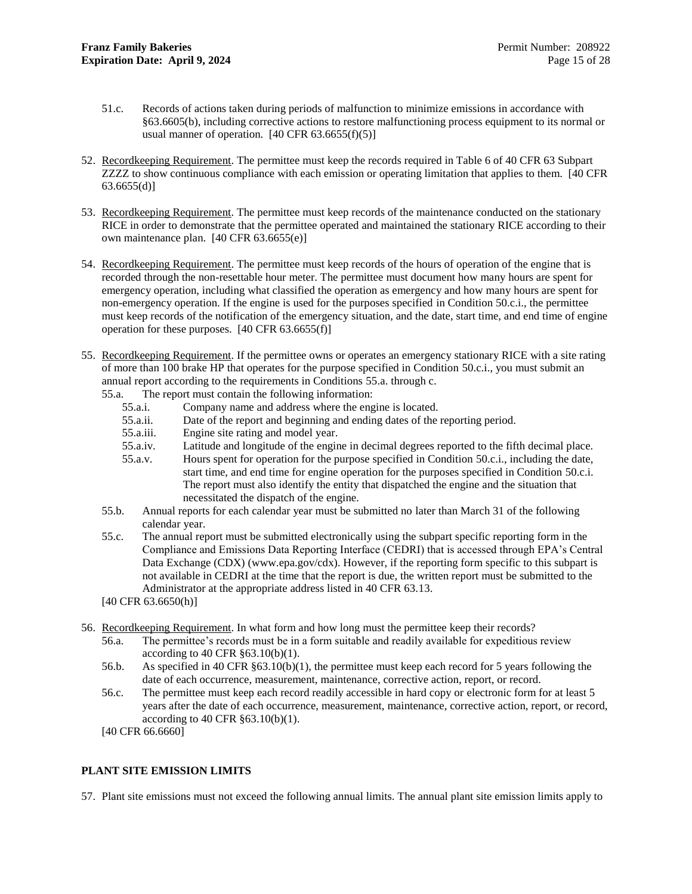51.c. Records of actions taken during periods of malfunction to minimize emissions in accordance with §63.6605(b), including corrective actions to restore malfunctioning process equipment to its normal or usual manner of operation. [40 CFR 63.6655(f)(5)]

52. Recordkeeping Requirement. The permittee must keep the records required in Table 6 of 40 CFR 63 Subpart ZZZZ to show continuous compliance with each emission or operating limitation that applies to them. [40 CFR 63.6655(d)]

53. Recordkeeping Requirement. The permittee must keep records of the maintenance conducted on the stationary RICE in order to demonstrate that the permittee operated and maintained the stationary RICE according to their own maintenance plan. [40 CFR 63.6655(e)]

54. Recordkeeping Requirement. The permittee must keep records of the hours of operation of the engine that is recorded through the non-resettable hour meter. The permittee must document how many hours are spent for emergency operation, including what classified the operation as emergency and how many hours are spent for non-emergency operation. If the engine is used for the purposes specified in Condition 50.c.i., the permittee must keep records of the notification of the emergency situation, and the date, start time, and end time of engine operation for these purposes. [40 CFR 63.6655(f)]

55. Recordkeeping Requirement. If the permittee owns or operates an emergency stationary RICE with a site rating of more than 100 brake HP that operates for the purpose specified in Condition 50.c.i., you must submit an annual report according to the requirements in Conditions 55.a. through c.
    - 55.a. The report must contain the following information:
        - 55.a.i. Company name and address where the engine is located.
        - 55.a.ii. Date of the report and beginning and ending dates of the reporting period.
        - 55.a.iii. Engine site rating and model year.
        - 55.a.iv. Latitude and longitude of the engine in decimal degrees reported to the fifth decimal place.
        - 55.a.v. Hours spent for operation for the purpose specified in Condition 50.c.i., including the date, start time, and end time for engine operation for the purposes specified in Condition 50.c.i. The report must also identify the entity that dispatched the engine and the situation that necessitated the dispatch of the engine.
    - 55.b. Annual reports for each calendar year must be submitted no later than March 31 of the following calendar year.
    - 55.c. The annual report must be submitted electronically using the subpart specific reporting form in the Compliance and Emissions Data Reporting Interface (CEDRI) that is accessed through EPA's Central Data Exchange (CDX) (www.epa.gov/cdx). However, if the reporting form specific to this subpart is not available in CEDRI at the time that the report is due, the written report must be submitted to the Administrator at the appropriate address listed in 40 CFR 63.13.

    [40 CFR 63.6650(h)]

56. Recordkeeping Requirement. In what form and how long must the permittee keep their records?
    - 56.a. The permittee's records must be in a form suitable and readily available for expeditious review according to 40 CFR §63.10(b)(1).
    - 56.b. As specified in 40 CFR §63.10(b)(1), the permittee must keep each record for 5 years following the date of each occurrence, measurement, maintenance, corrective action, report, or record.
    - 56.c. The permittee must keep each record readily accessible in hard copy or electronic form for at least 5 years after the date of each occurrence, measurement, maintenance, corrective action, report, or record, according to 40 CFR §63.10(b)(1).

    [40 CFR 66.6660]

## PLANT SITE EMISSION LIMITS

57. Plant site emissions must not exceed the following annual limits. The annual plant site emission limits apply to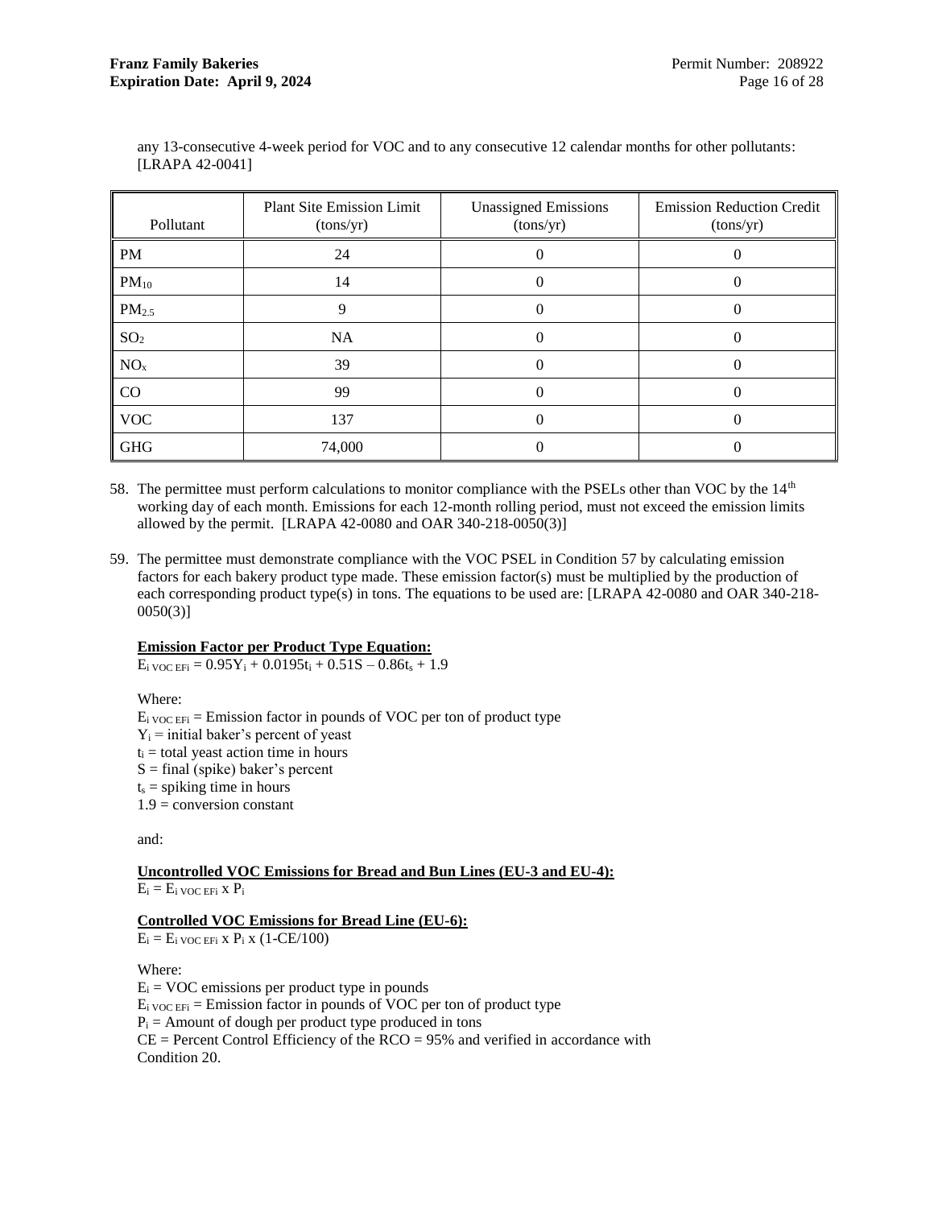any 13-consecutive 4-week period for VOC and to any consecutive 12 calendar months for other pollutants: [LRAPA 42-0041]

| Pollutant | Plant Site Emission Limit (tons/yr) | Unassigned Emissions (tons/yr) | Emission Reduction Credit (tons/yr) |
|---|---|---|---|
| PM | 24 | 0 | 0 |
| $PM_{10}$ | 14 | 0 | 0 |
| $PM_{2.5}$ | 9 | 0 | 0 |
| $SO_2$ | NA | 0 | 0 |
| $NO_x$ | 39 | 0 | 0 |
| CO | 99 | 0 | 0 |
| VOC | 137 | 0 | 0 |
| GHG | 74,000 | 0 | 0 |

58. The permittee must perform calculations to monitor compliance with the PSELs other than VOC by the 14th working day of each month. Emissions for each 12-month rolling period, must not exceed the emission limits allowed by the permit. [LRAPA 42-0080 and OAR 340-218-0050(3)]

59. The permittee must demonstrate compliance with the VOC PSEL in Condition 57 by calculating emission factors for each bakery product type made. These emission factor(s) must be multiplied by the production of each corresponding product type(s) in tons. The equations to be used are: [LRAPA 42-0080 and OAR 340-218-0050(3)]

**Emission Factor per Product Type Equation:**

$E_{i\ VOC\ EFi} = 0.95Y_i + 0.0195t_i + 0.51S - 0.86t_s + 1.9$

Where:

$E_{i\ VOC\ EFi}$ = Emission factor in pounds of VOC per ton of product type
$Y_i$ = initial baker's percent of yeast
$t_i$ = total yeast action time in hours
$S$ = final (spike) baker's percent
$t_s$ = spiking time in hours
1.9 = conversion constant

and:

**Uncontrolled VOC Emissions for Bread and Bun Lines (EU-3 and EU-4):**

$E_i = E_{i\ VOC\ EFi} \times P_i$

**Controlled VOC Emissions for Bread Line (EU-6):**

$E_i = E_{i\ VOC\ EFi} \times P_i \times (1\text{-}CE/100)$

Where:

$E_i$ = VOC emissions per product type in pounds
$E_{i\ VOC\ EFi}$ = Emission factor in pounds of VOC per ton of product type
$P_i$ = Amount of dough per product type produced in tons
CE = Percent Control Efficiency of the RCO = 95% and verified in accordance with Condition 20.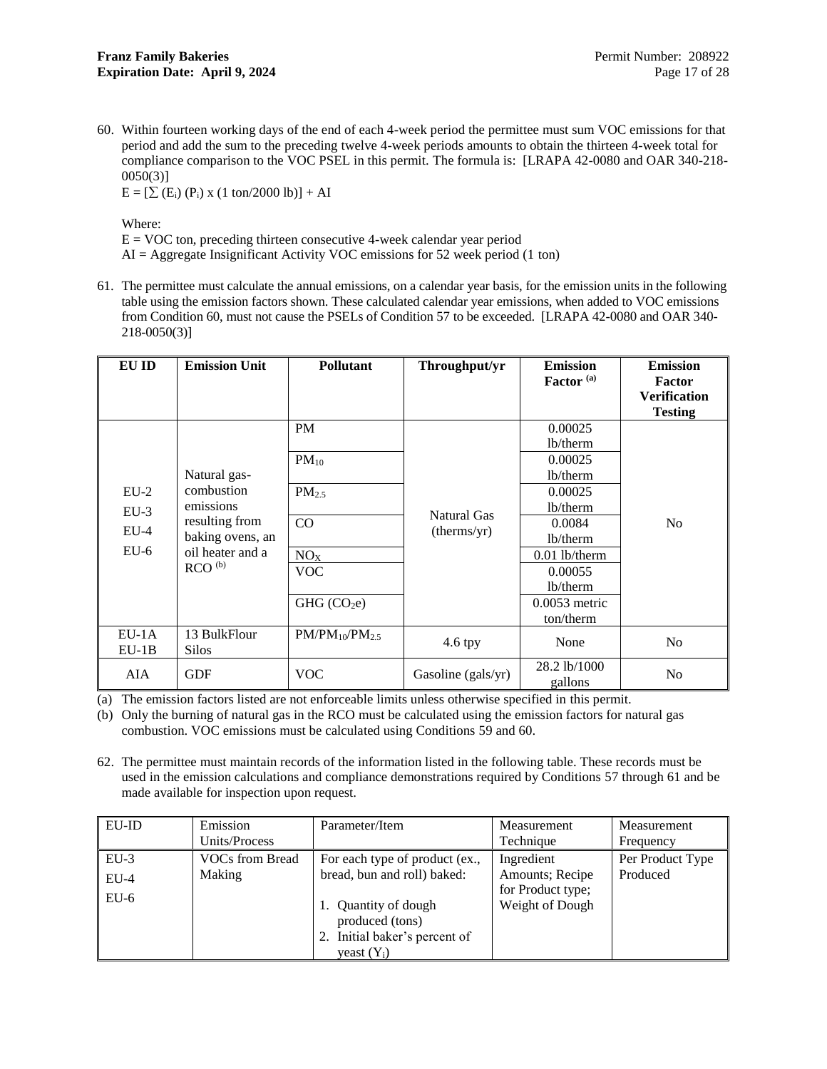60. Within fourteen working days of the end of each 4-week period the permittee must sum VOC emissions for that period and add the sum to the preceding twelve 4-week periods amounts to obtain the thirteen 4-week total for compliance comparison to the VOC PSEL in this permit. The formula is: [LRAPA 42-0080 and OAR 340-218-0050(3)]

    $E = [\sum (E_i) (P_i) \times (1 \text{ ton}/2000 \text{ lb})] + AI$

    Where:
    E = VOC ton, preceding thirteen consecutive 4-week calendar year period
    AI = Aggregate Insignificant Activity VOC emissions for 52 week period (1 ton)

61. The permittee must calculate the annual emissions, on a calendar year basis, for the emission units in the following table using the emission factors shown. These calculated calendar year emissions, when added to VOC emissions from Condition 60, must not cause the PSELs of Condition 57 to be exceeded. [LRAPA 42-0080 and OAR 340-218-0050(3)]

| EU ID | Emission Unit | Pollutant | Throughput/yr | Emission Factor [(a)] | Emission Factor Verification Testing |
|---|---|---|---|---|---|
| EU-2<br>EU-3<br>EU-4<br>EU-6 | Natural gas-combustion emissions resulting from baking ovens, an oil heater and a RCO [(b)] | PM | Natural Gas (therms/yr) | 0.00025 lb/therm | No |
| | | $PM_{10}$ | | 0.00025 lb/therm | |
| | | $PM_{2.5}$ | | 0.00025 lb/therm | |
| | | CO | | 0.0084 lb/therm | |
| | | $NO_X$ | | 0.01 lb/therm | |
| | | VOC | | 0.00055 lb/therm | |
| | | GHG ($CO_2e$) | | 0.0053 metric ton/therm | |
| EU-1A<br>EU-1B | 13 BulkFlour Silos | $PM/PM_{10}/PM_{2.5}$ | 4.6 tpy | None | No |
| AIA | GDF | VOC | Gasoline (gals/yr) | 28.2 lb/1000 gallons | No |

(a) The emission factors listed are not enforceable limits unless otherwise specified in this permit.
(b) Only the burning of natural gas in the RCO must be calculated using the emission factors for natural gas combustion. VOC emissions must be calculated using Conditions 59 and 60.

62. The permittee must maintain records of the information listed in the following table. These records must be used in the emission calculations and compliance demonstrations required by Conditions 57 through 61 and be made available for inspection upon request.

| EU-ID | Emission Units/Process | Parameter/Item | Measurement Technique | Measurement Frequency |
|---|---|---|---|---|
| EU-3<br>EU-4<br>EU-6 | VOCs from Bread Making | For each type of product (ex., bread, bun and roll) baked:<br><br>1. Quantity of dough produced (tons)<br>2. Initial baker's percent of yeast ($Y_i$) | Ingredient Amounts; Recipe for Product type; Weight of Dough | Per Product Type Produced |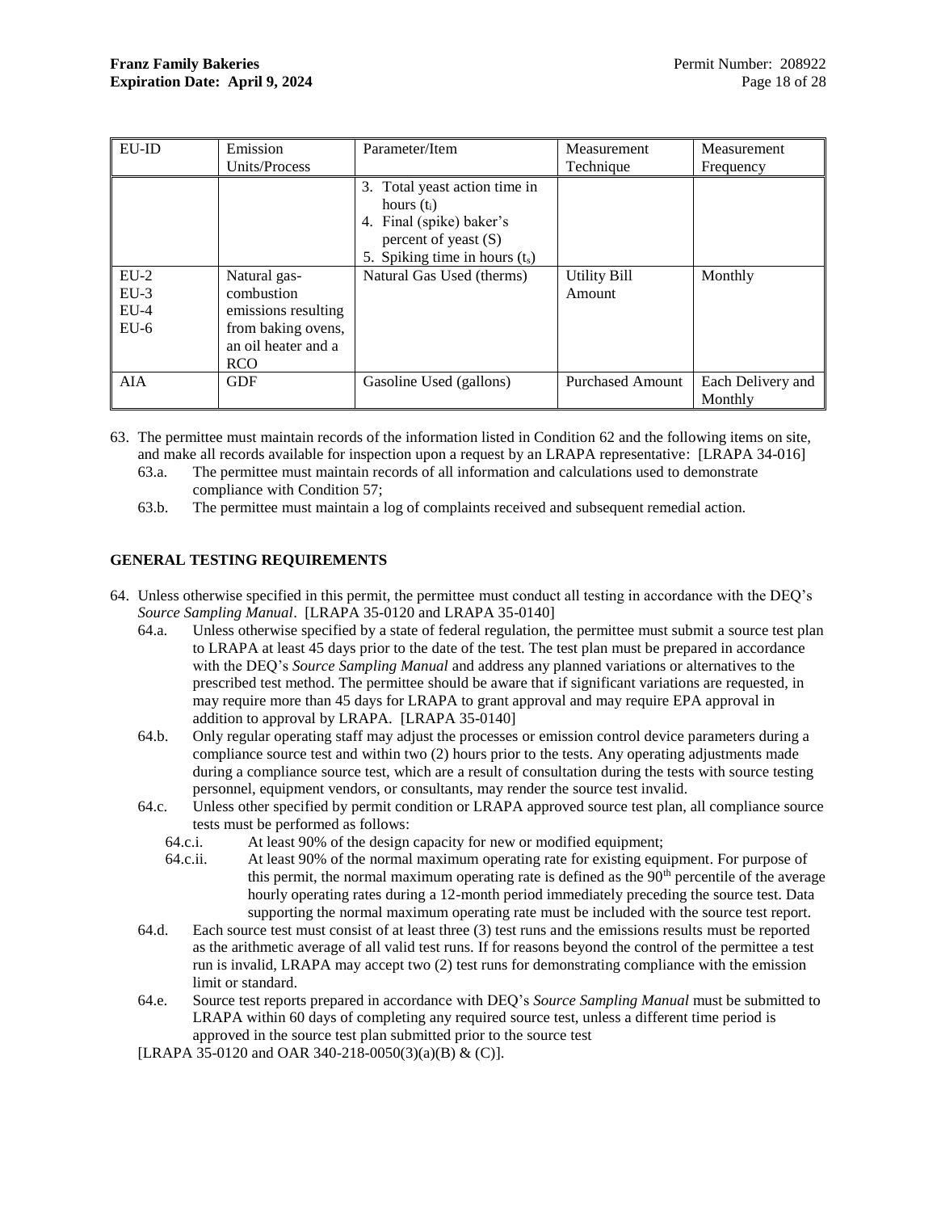| EU-ID | Emission Units/Process | Parameter/Item | Measurement Technique | Measurement Frequency |
|---|---|---|---|---|
| | | 3. Total yeast action time in hours ($t_i$)<br>4. Final (spike) baker's percent of yeast (S)<br>5. Spiking time in hours ($t_s$) | | |
| EU-2<br>EU-3<br>EU-4<br>EU-6 | Natural gas-combustion emissions resulting from baking ovens, an oil heater and a RCO | Natural Gas Used (therms) | Utility Bill Amount | Monthly |
| AIA | GDF | Gasoline Used (gallons) | Purchased Amount | Each Delivery and Monthly |

63. The permittee must maintain records of the information listed in Condition 62 and the following items on site, and make all records available for inspection upon a request by an LRAPA representative: [LRAPA 34-016]
    - 63.a. The permittee must maintain records of all information and calculations used to demonstrate compliance with Condition 57;
    - 63.b. The permittee must maintain a log of complaints received and subsequent remedial action.

**GENERAL TESTING REQUIREMENTS**

64. Unless otherwise specified in this permit, the permittee must conduct all testing in accordance with the DEQ's *Source Sampling Manual*. [LRAPA 35-0120 and LRAPA 35-0140]
    - 64.a. Unless otherwise specified by a state of federal regulation, the permittee must submit a source test plan to LRAPA at least 45 days prior to the date of the test. The test plan must be prepared in accordance with the DEQ's *Source Sampling Manual* and address any planned variations or alternatives to the prescribed test method. The permittee should be aware that if significant variations are requested, in may require more than 45 days for LRAPA to grant approval and may require EPA approval in addition to approval by LRAPA. [LRAPA 35-0140]
    - 64.b. Only regular operating staff may adjust the processes or emission control device parameters during a compliance source test and within two (2) hours prior to the tests. Any operating adjustments made during a compliance source test, which are a result of consultation during the tests with source testing personnel, equipment vendors, or consultants, may render the source test invalid.
    - 64.c. Unless other specified by permit condition or LRAPA approved source test plan, all compliance source tests must be performed as follows:
        - 64.c.i. At least 90% of the design capacity for new or modified equipment;
        - 64.c.ii. At least 90% of the normal maximum operating rate for existing equipment. For purpose of this permit, the normal maximum operating rate is defined as the 90th percentile of the average hourly operating rates during a 12-month period immediately preceding the source test. Data supporting the normal maximum operating rate must be included with the source test report.
    - 64.d. Each source test must consist of at least three (3) test runs and the emissions results must be reported as the arithmetic average of all valid test runs. If for reasons beyond the control of the permittee a test run is invalid, LRAPA may accept two (2) test runs for demonstrating compliance with the emission limit or standard.
    - 64.e. Source test reports prepared in accordance with DEQ's *Source Sampling Manual* must be submitted to LRAPA within 60 days of completing any required source test, unless a different time period is approved in the source test plan submitted prior to the source test

    [LRAPA 35-0120 and OAR 340-218-0050(3)(a)(B) & (C)].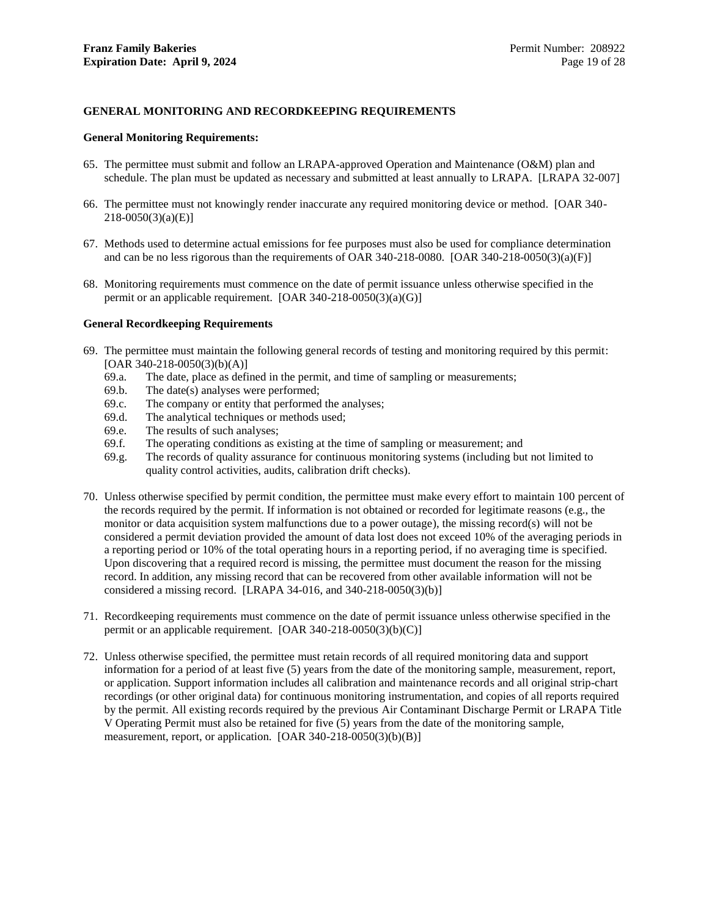## GENERAL MONITORING AND RECORDKEEPING REQUIREMENTS

### General Monitoring Requirements:

65. The permittee must submit and follow an LRAPA-approved Operation and Maintenance (O&M) plan and schedule. The plan must be updated as necessary and submitted at least annually to LRAPA. [LRAPA 32-007]

66. The permittee must not knowingly render inaccurate any required monitoring device or method. [OAR 340-218-0050(3)(a)(E)]

67. Methods used to determine actual emissions for fee purposes must also be used for compliance determination and can be no less rigorous than the requirements of OAR 340-218-0080. [OAR 340-218-0050(3)(a)(F)]

68. Monitoring requirements must commence on the date of permit issuance unless otherwise specified in the permit or an applicable requirement. [OAR 340-218-0050(3)(a)(G)]

### General Recordkeeping Requirements

69. The permittee must maintain the following general records of testing and monitoring required by this permit: [OAR 340-218-0050(3)(b)(A)]
    - 69.a. The date, place as defined in the permit, and time of sampling or measurements;
    - 69.b. The date(s) analyses were performed;
    - 69.c. The company or entity that performed the analyses;
    - 69.d. The analytical techniques or methods used;
    - 69.e. The results of such analyses;
    - 69.f. The operating conditions as existing at the time of sampling or measurement; and
    - 69.g. The records of quality assurance for continuous monitoring systems (including but not limited to quality control activities, audits, calibration drift checks).

70. Unless otherwise specified by permit condition, the permittee must make every effort to maintain 100 percent of the records required by the permit. If information is not obtained or recorded for legitimate reasons (e.g., the monitor or data acquisition system malfunctions due to a power outage), the missing record(s) will not be considered a permit deviation provided the amount of data lost does not exceed 10% of the averaging periods in a reporting period or 10% of the total operating hours in a reporting period, if no averaging time is specified. Upon discovering that a required record is missing, the permittee must document the reason for the missing record. In addition, any missing record that can be recovered from other available information will not be considered a missing record. [LRAPA 34-016, and 340-218-0050(3)(b)]

71. Recordkeeping requirements must commence on the date of permit issuance unless otherwise specified in the permit or an applicable requirement. [OAR 340-218-0050(3)(b)(C)]

72. Unless otherwise specified, the permittee must retain records of all required monitoring data and support information for a period of at least five (5) years from the date of the monitoring sample, measurement, report, or application. Support information includes all calibration and maintenance records and all original strip-chart recordings (or other original data) for continuous monitoring instrumentation, and copies of all reports required by the permit. All existing records required by the previous Air Contaminant Discharge Permit or LRAPA Title V Operating Permit must also be retained for five (5) years from the date of the monitoring sample, measurement, report, or application. [OAR 340-218-0050(3)(b)(B)]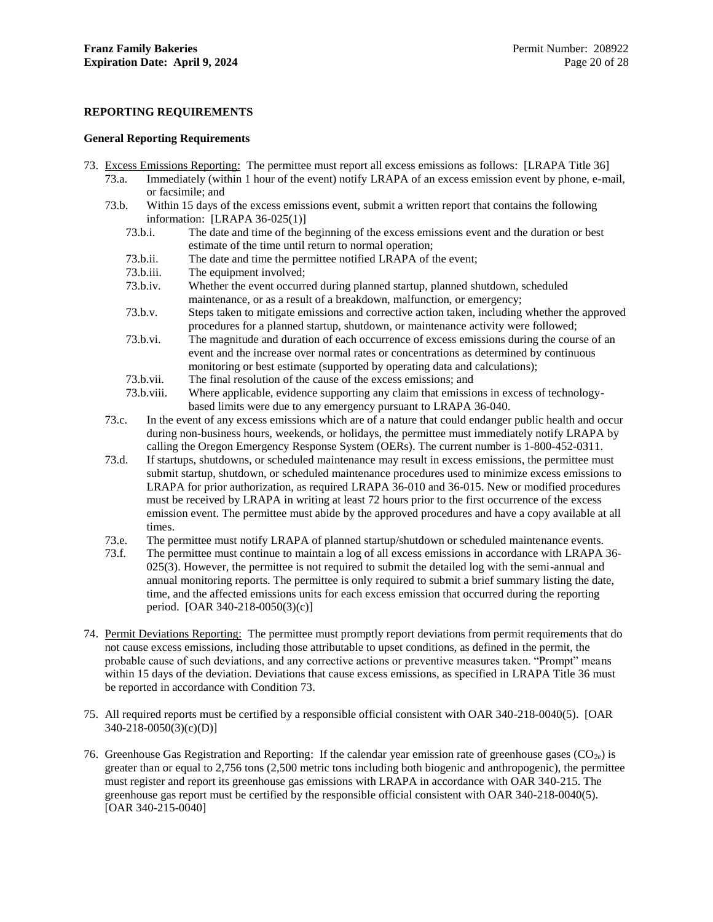## REPORTING REQUIREMENTS

### General Reporting Requirements

73. Excess Emissions Reporting: The permittee must report all excess emissions as follows: [LRAPA Title 36]
    - 73.a. Immediately (within 1 hour of the event) notify LRAPA of an excess emission event by phone, e-mail, or facsimile; and
    - 73.b. Within 15 days of the excess emissions event, submit a written report that contains the following information: [LRAPA 36-025(1)]
        - 73.b.i. The date and time of the beginning of the excess emissions event and the duration or best estimate of the time until return to normal operation;
        - 73.b.ii. The date and time the permittee notified LRAPA of the event;
        - 73.b.iii. The equipment involved;
        - 73.b.iv. Whether the event occurred during planned startup, planned shutdown, scheduled maintenance, or as a result of a breakdown, malfunction, or emergency;
        - 73.b.v. Steps taken to mitigate emissions and corrective action taken, including whether the approved procedures for a planned startup, shutdown, or maintenance activity were followed;
        - 73.b.vi. The magnitude and duration of each occurrence of excess emissions during the course of an event and the increase over normal rates or concentrations as determined by continuous monitoring or best estimate (supported by operating data and calculations);
        - 73.b.vii. The final resolution of the cause of the excess emissions; and
        - 73.b.viii. Where applicable, evidence supporting any claim that emissions in excess of technology-based limits were due to any emergency pursuant to LRAPA 36-040.
    - 73.c. In the event of any excess emissions which are of a nature that could endanger public health and occur during non-business hours, weekends, or holidays, the permittee must immediately notify LRAPA by calling the Oregon Emergency Response System (OERs). The current number is 1-800-452-0311.
    - 73.d. If startups, shutdowns, or scheduled maintenance may result in excess emissions, the permittee must submit startup, shutdown, or scheduled maintenance procedures used to minimize excess emissions to LRAPA for prior authorization, as required LRAPA 36-010 and 36-015. New or modified procedures must be received by LRAPA in writing at least 72 hours prior to the first occurrence of the excess emission event. The permittee must abide by the approved procedures and have a copy available at all times.
    - 73.e. The permittee must notify LRAPA of planned startup/shutdown or scheduled maintenance events.
    - 73.f. The permittee must continue to maintain a log of all excess emissions in accordance with LRAPA 36-025(3). However, the permittee is not required to submit the detailed log with the semi-annual and annual monitoring reports. The permittee is only required to submit a brief summary listing the date, time, and the affected emissions units for each excess emission that occurred during the reporting period. [OAR 340-218-0050(3)(c)]

74. Permit Deviations Reporting: The permittee must promptly report deviations from permit requirements that do not cause excess emissions, including those attributable to upset conditions, as defined in the permit, the probable cause of such deviations, and any corrective actions or preventive measures taken. "Prompt" means within 15 days of the deviation. Deviations that cause excess emissions, as specified in LRAPA Title 36 must be reported in accordance with Condition 73.

75. All required reports must be certified by a responsible official consistent with OAR 340-218-0040(5). [OAR 340-218-0050(3)(c)(D)]

76. Greenhouse Gas Registration and Reporting: If the calendar year emission rate of greenhouse gases ($CO_{2e}$) is greater than or equal to 2,756 tons (2,500 metric tons including both biogenic and anthropogenic), the permittee must register and report its greenhouse gas emissions with LRAPA in accordance with OAR 340-215. The greenhouse gas report must be certified by the responsible official consistent with OAR 340-218-0040(5). [OAR 340-215-0040]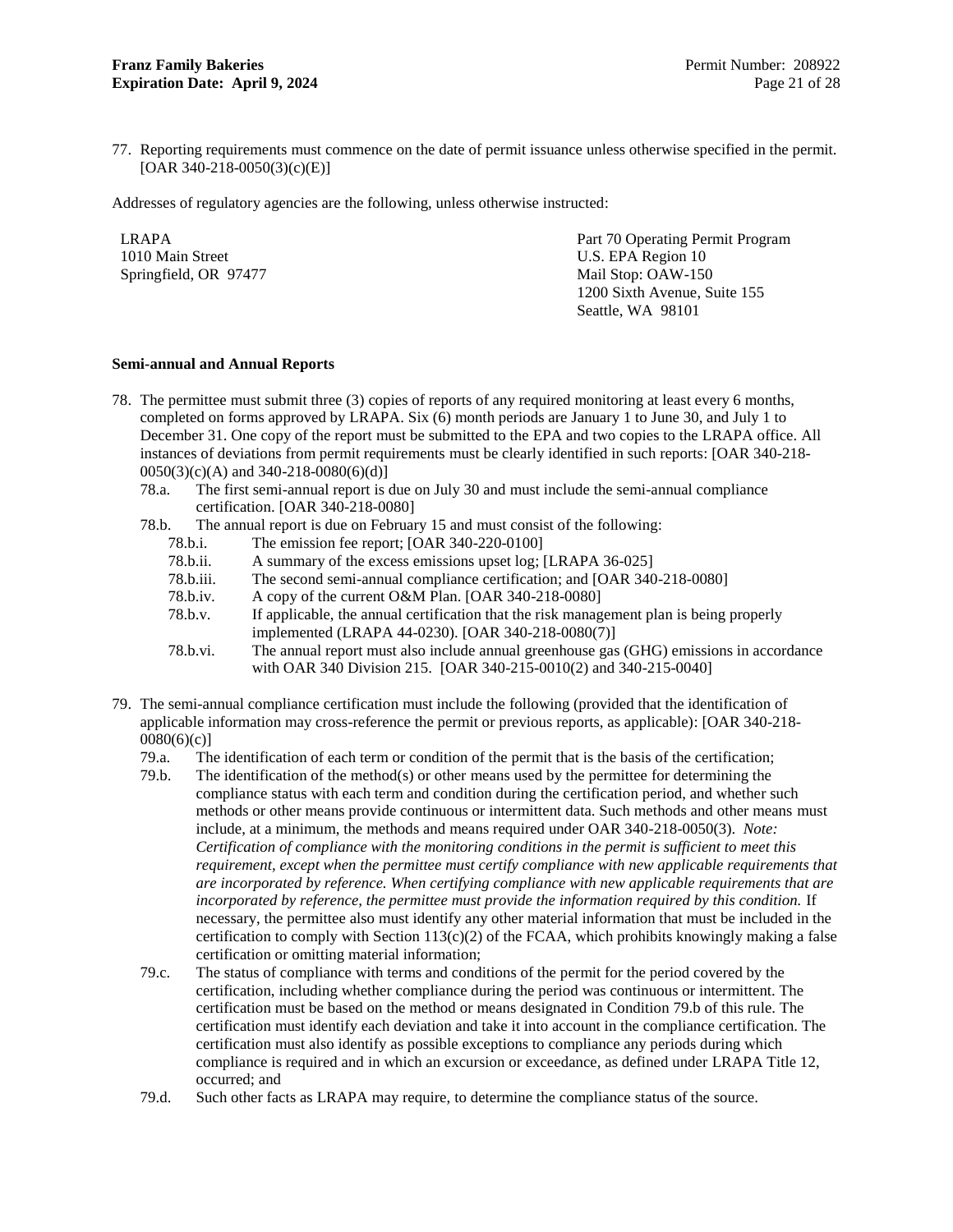77. Reporting requirements must commence on the date of permit issuance unless otherwise specified in the permit. [OAR 340-218-0050(3)(c)(E)]

Addresses of regulatory agencies are the following, unless otherwise instructed:

LRAPA
1010 Main Street
Springfield, OR 97477

Part 70 Operating Permit Program
U.S. EPA Region 10
Mail Stop: OAW-150
1200 Sixth Avenue, Suite 155
Seattle, WA 98101

**Semi-annual and Annual Reports**

78. The permittee must submit three (3) copies of reports of any required monitoring at least every 6 months, completed on forms approved by LRAPA. Six (6) month periods are January 1 to June 30, and July 1 to December 31. One copy of the report must be submitted to the EPA and two copies to the LRAPA office. All instances of deviations from permit requirements must be clearly identified in such reports: [OAR 340-218-0050(3)(c)(A) and 340-218-0080(6)(d)]
    - 78.a. The first semi-annual report is due on July 30 and must include the semi-annual compliance certification. [OAR 340-218-0080]
    - 78.b. The annual report is due on February 15 and must consist of the following:
        - 78.b.i. The emission fee report; [OAR 340-220-0100]
        - 78.b.ii. A summary of the excess emissions upset log; [LRAPA 36-025]
        - 78.b.iii. The second semi-annual compliance certification; and [OAR 340-218-0080]
        - 78.b.iv. A copy of the current O&M Plan. [OAR 340-218-0080]
        - 78.b.v. If applicable, the annual certification that the risk management plan is being properly implemented (LRAPA 44-0230). [OAR 340-218-0080(7)]
        - 78.b.vi. The annual report must also include annual greenhouse gas (GHG) emissions in accordance with OAR 340 Division 215. [OAR 340-215-0010(2) and 340-215-0040]

79. The semi-annual compliance certification must include the following (provided that the identification of applicable information may cross-reference the permit or previous reports, as applicable): [OAR 340-218-0080(6)(c)]
    - 79.a. The identification of each term or condition of the permit that is the basis of the certification;
    - 79.b. The identification of the method(s) or other means used by the permittee for determining the compliance status with each term and condition during the certification period, and whether such methods or other means provide continuous or intermittent data. Such methods and other means must include, at a minimum, the methods and means required under OAR 340-218-0050(3). *Note: Certification of compliance with the monitoring conditions in the permit is sufficient to meet this requirement, except when the permittee must certify compliance with new applicable requirements that are incorporated by reference. When certifying compliance with new applicable requirements that are incorporated by reference, the permittee must provide the information required by this condition.* If necessary, the permittee also must identify any other material information that must be included in the certification to comply with Section 113(c)(2) of the FCAA, which prohibits knowingly making a false certification or omitting material information;
    - 79.c. The status of compliance with terms and conditions of the permit for the period covered by the certification, including whether compliance during the period was continuous or intermittent. The certification must be based on the method or means designated in Condition 79.b of this rule. The certification must identify each deviation and take it into account in the compliance certification. The certification must also identify as possible exceptions to compliance any periods during which compliance is required and in which an excursion or exceedance, as defined under LRAPA Title 12, occurred; and
    - 79.d. Such other facts as LRAPA may require, to determine the compliance status of the source.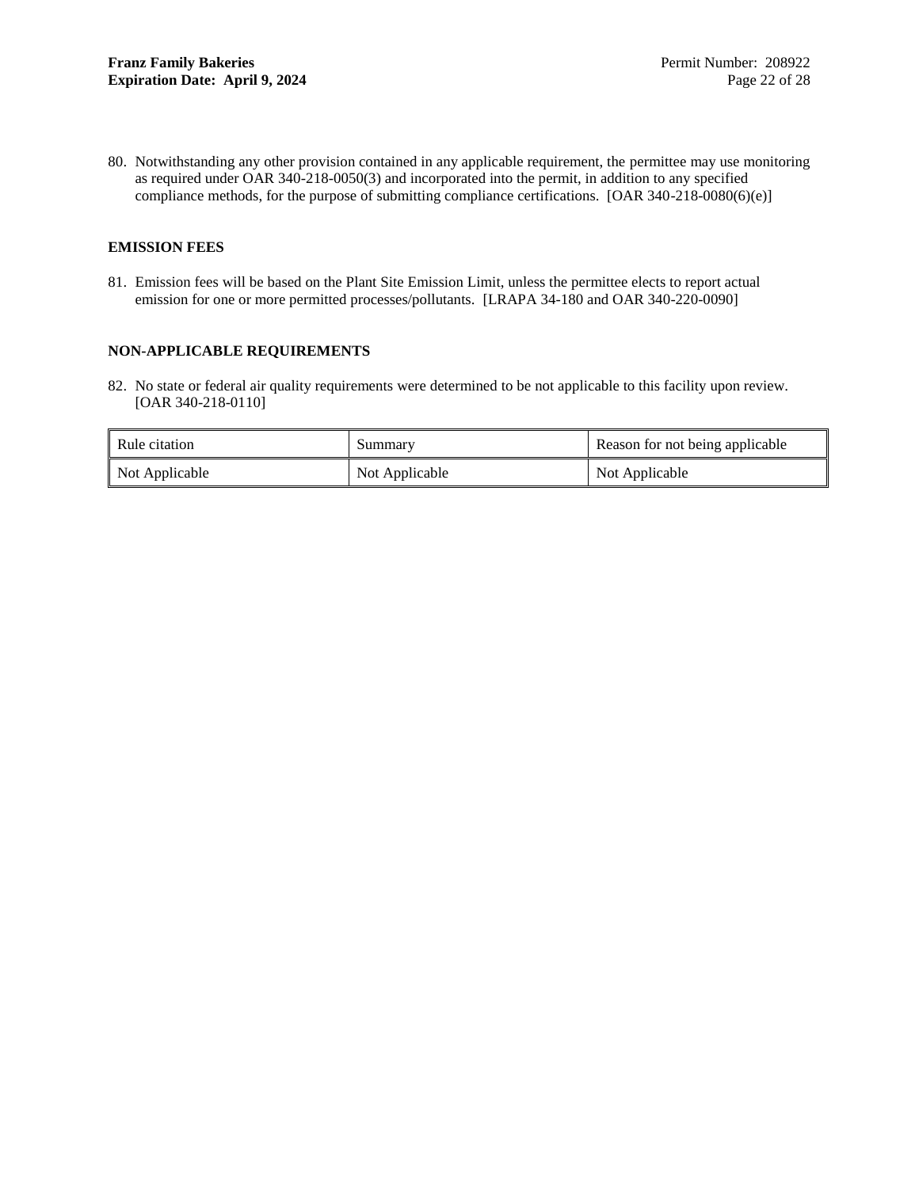80. Notwithstanding any other provision contained in any applicable requirement, the permittee may use monitoring as required under OAR 340-218-0050(3) and incorporated into the permit, in addition to any specified compliance methods, for the purpose of submitting compliance certifications. [OAR 340-218-0080(6)(e)]

**EMISSION FEES**

81. Emission fees will be based on the Plant Site Emission Limit, unless the permittee elects to report actual emission for one or more permitted processes/pollutants. [LRAPA 34-180 and OAR 340-220-0090]

**NON-APPLICABLE REQUIREMENTS**

82. No state or federal air quality requirements were determined to be not applicable to this facility upon review. [OAR 340-218-0110]

| Rule citation | Summary | Reason for not being applicable |
|---|---|---|
| Not Applicable | Not Applicable | Not Applicable |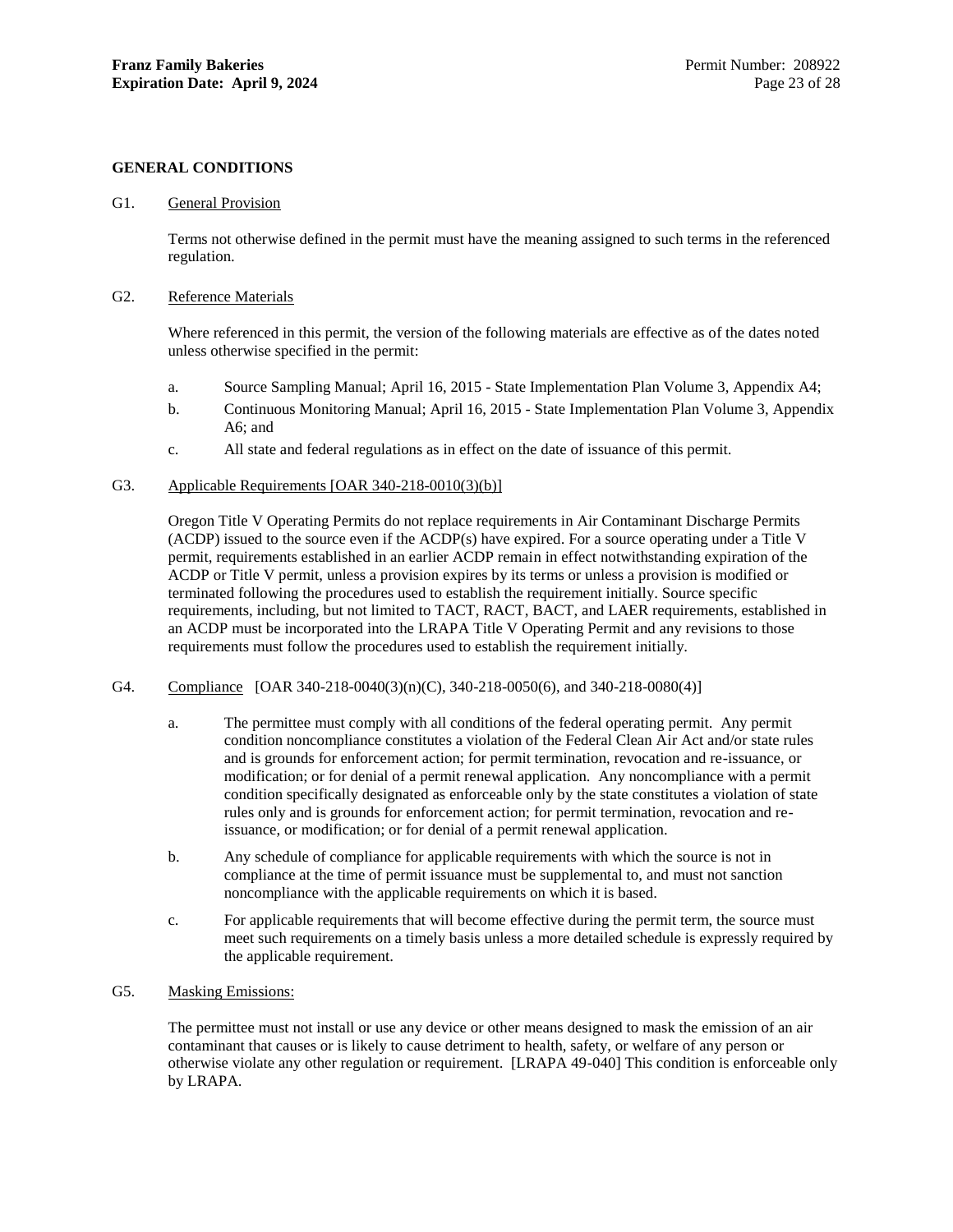## GENERAL CONDITIONS

G1. General Provision

Terms not otherwise defined in the permit must have the meaning assigned to such terms in the referenced regulation.

G2. Reference Materials

Where referenced in this permit, the version of the following materials are effective as of the dates noted unless otherwise specified in the permit:

a. Source Sampling Manual; April 16, 2015 - State Implementation Plan Volume 3, Appendix A4;

b. Continuous Monitoring Manual; April 16, 2015 - State Implementation Plan Volume 3, Appendix A6; and

c. All state and federal regulations as in effect on the date of issuance of this permit.

G3. Applicable Requirements [OAR 340-218-0010(3)(b)]

Oregon Title V Operating Permits do not replace requirements in Air Contaminant Discharge Permits (ACDP) issued to the source even if the ACDP(s) have expired. For a source operating under a Title V permit, requirements established in an earlier ACDP remain in effect notwithstanding expiration of the ACDP or Title V permit, unless a provision expires by its terms or unless a provision is modified or terminated following the procedures used to establish the requirement initially. Source specific requirements, including, but not limited to TACT, RACT, BACT, and LAER requirements, established in an ACDP must be incorporated into the LRAPA Title V Operating Permit and any revisions to those requirements must follow the procedures used to establish the requirement initially.

G4. Compliance [OAR 340-218-0040(3)(n)(C), 340-218-0050(6), and 340-218-0080(4)]

a. The permittee must comply with all conditions of the federal operating permit. Any permit condition noncompliance constitutes a violation of the Federal Clean Air Act and/or state rules and is grounds for enforcement action; for permit termination, revocation and re-issuance, or modification; or for denial of a permit renewal application. Any noncompliance with a permit condition specifically designated as enforceable only by the state constitutes a violation of state rules only and is grounds for enforcement action; for permit termination, revocation and re-issuance, or modification; or for denial of a permit renewal application.

b. Any schedule of compliance for applicable requirements with which the source is not in compliance at the time of permit issuance must be supplemental to, and must not sanction noncompliance with the applicable requirements on which it is based.

c. For applicable requirements that will become effective during the permit term, the source must meet such requirements on a timely basis unless a more detailed schedule is expressly required by the applicable requirement.

G5. Masking Emissions:

The permittee must not install or use any device or other means designed to mask the emission of an air contaminant that causes or is likely to cause detriment to health, safety, or welfare of any person or otherwise violate any other regulation or requirement. [LRAPA 49-040] This condition is enforceable only by LRAPA.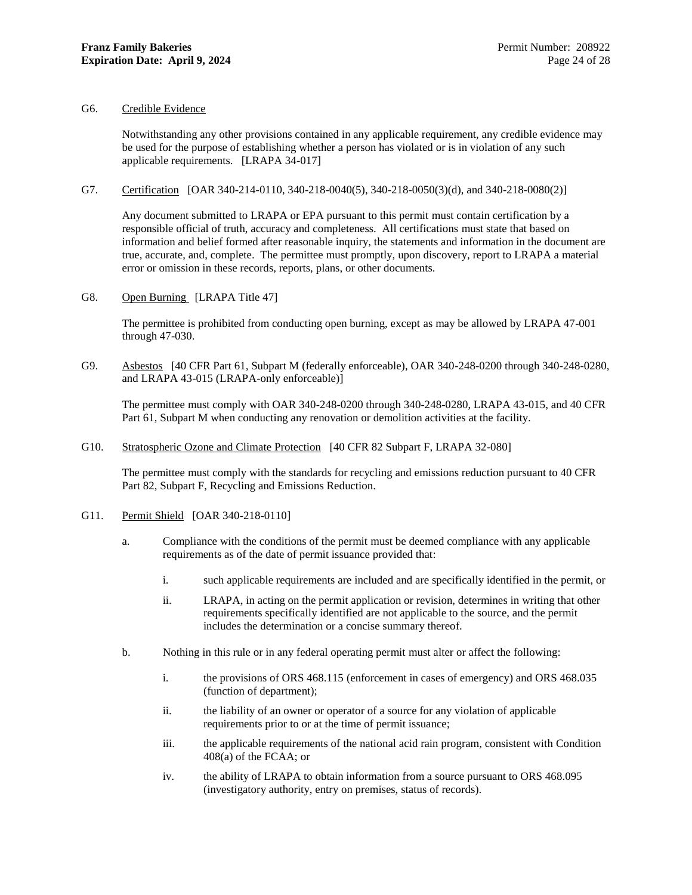G6. Credible Evidence

Notwithstanding any other provisions contained in any applicable requirement, any credible evidence may be used for the purpose of establishing whether a person has violated or is in violation of any such applicable requirements. [LRAPA 34-017]

G7. Certification [OAR 340-214-0110, 340-218-0040(5), 340-218-0050(3)(d), and 340-218-0080(2)]

Any document submitted to LRAPA or EPA pursuant to this permit must contain certification by a responsible official of truth, accuracy and completeness. All certifications must state that based on information and belief formed after reasonable inquiry, the statements and information in the document are true, accurate, and, complete. The permittee must promptly, upon discovery, report to LRAPA a material error or omission in these records, reports, plans, or other documents.

G8. Open Burning [LRAPA Title 47]

The permittee is prohibited from conducting open burning, except as may be allowed by LRAPA 47-001 through 47-030.

G9. Asbestos [40 CFR Part 61, Subpart M (federally enforceable), OAR 340-248-0200 through 340-248-0280, and LRAPA 43-015 (LRAPA-only enforceable)]

The permittee must comply with OAR 340-248-0200 through 340-248-0280, LRAPA 43-015, and 40 CFR Part 61, Subpart M when conducting any renovation or demolition activities at the facility.

G10. Stratospheric Ozone and Climate Protection [40 CFR 82 Subpart F, LRAPA 32-080]

The permittee must comply with the standards for recycling and emissions reduction pursuant to 40 CFR Part 82, Subpart F, Recycling and Emissions Reduction.

G11. Permit Shield [OAR 340-218-0110]

a. Compliance with the conditions of the permit must be deemed compliance with any applicable requirements as of the date of permit issuance provided that:

   i. such applicable requirements are included and are specifically identified in the permit, or

   ii. LRAPA, in acting on the permit application or revision, determines in writing that other requirements specifically identified are not applicable to the source, and the permit includes the determination or a concise summary thereof.

b. Nothing in this rule or in any federal operating permit must alter or affect the following:

   i. the provisions of ORS 468.115 (enforcement in cases of emergency) and ORS 468.035 (function of department);

   ii. the liability of an owner or operator of a source for any violation of applicable requirements prior to or at the time of permit issuance;

   iii. the applicable requirements of the national acid rain program, consistent with Condition 408(a) of the FCAA; or

   iv. the ability of LRAPA to obtain information from a source pursuant to ORS 468.095 (investigatory authority, entry on premises, status of records).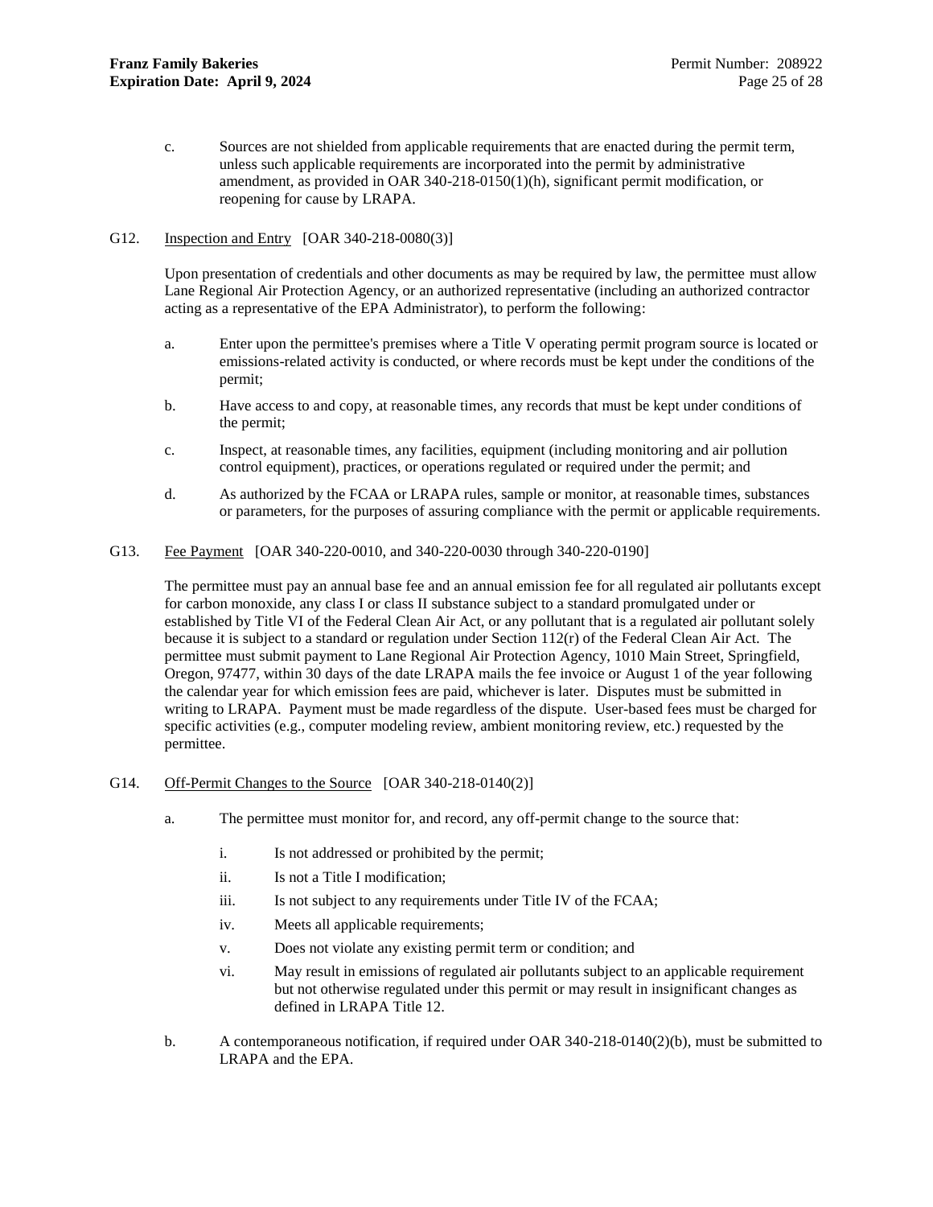c. Sources are not shielded from applicable requirements that are enacted during the permit term, unless such applicable requirements are incorporated into the permit by administrative amendment, as provided in OAR 340-218-0150(1)(h), significant permit modification, or reopening for cause by LRAPA.

G12. Inspection and Entry [OAR 340-218-0080(3)]

Upon presentation of credentials and other documents as may be required by law, the permittee must allow Lane Regional Air Protection Agency, or an authorized representative (including an authorized contractor acting as a representative of the EPA Administrator), to perform the following:

a. Enter upon the permittee's premises where a Title V operating permit program source is located or emissions-related activity is conducted, or where records must be kept under the conditions of the permit;

b. Have access to and copy, at reasonable times, any records that must be kept under conditions of the permit;

c. Inspect, at reasonable times, any facilities, equipment (including monitoring and air pollution control equipment), practices, or operations regulated or required under the permit; and

d. As authorized by the FCAA or LRAPA rules, sample or monitor, at reasonable times, substances or parameters, for the purposes of assuring compliance with the permit or applicable requirements.

G13. Fee Payment [OAR 340-220-0010, and 340-220-0030 through 340-220-0190]

The permittee must pay an annual base fee and an annual emission fee for all regulated air pollutants except for carbon monoxide, any class I or class II substance subject to a standard promulgated under or established by Title VI of the Federal Clean Air Act, or any pollutant that is a regulated air pollutant solely because it is subject to a standard or regulation under Section 112(r) of the Federal Clean Air Act. The permittee must submit payment to Lane Regional Air Protection Agency, 1010 Main Street, Springfield, Oregon, 97477, within 30 days of the date LRAPA mails the fee invoice or August 1 of the year following the calendar year for which emission fees are paid, whichever is later. Disputes must be submitted in writing to LRAPA. Payment must be made regardless of the dispute. User-based fees must be charged for specific activities (e.g., computer modeling review, ambient monitoring review, etc.) requested by the permittee.

G14. Off-Permit Changes to the Source [OAR 340-218-0140(2)]

a. The permittee must monitor for, and record, any off-permit change to the source that:

   i. Is not addressed or prohibited by the permit;

   ii. Is not a Title I modification;

   iii. Is not subject to any requirements under Title IV of the FCAA;

   iv. Meets all applicable requirements;

   v. Does not violate any existing permit term or condition; and

   vi. May result in emissions of regulated air pollutants subject to an applicable requirement but not otherwise regulated under this permit or may result in insignificant changes as defined in LRAPA Title 12.

b. A contemporaneous notification, if required under OAR 340-218-0140(2)(b), must be submitted to LRAPA and the EPA.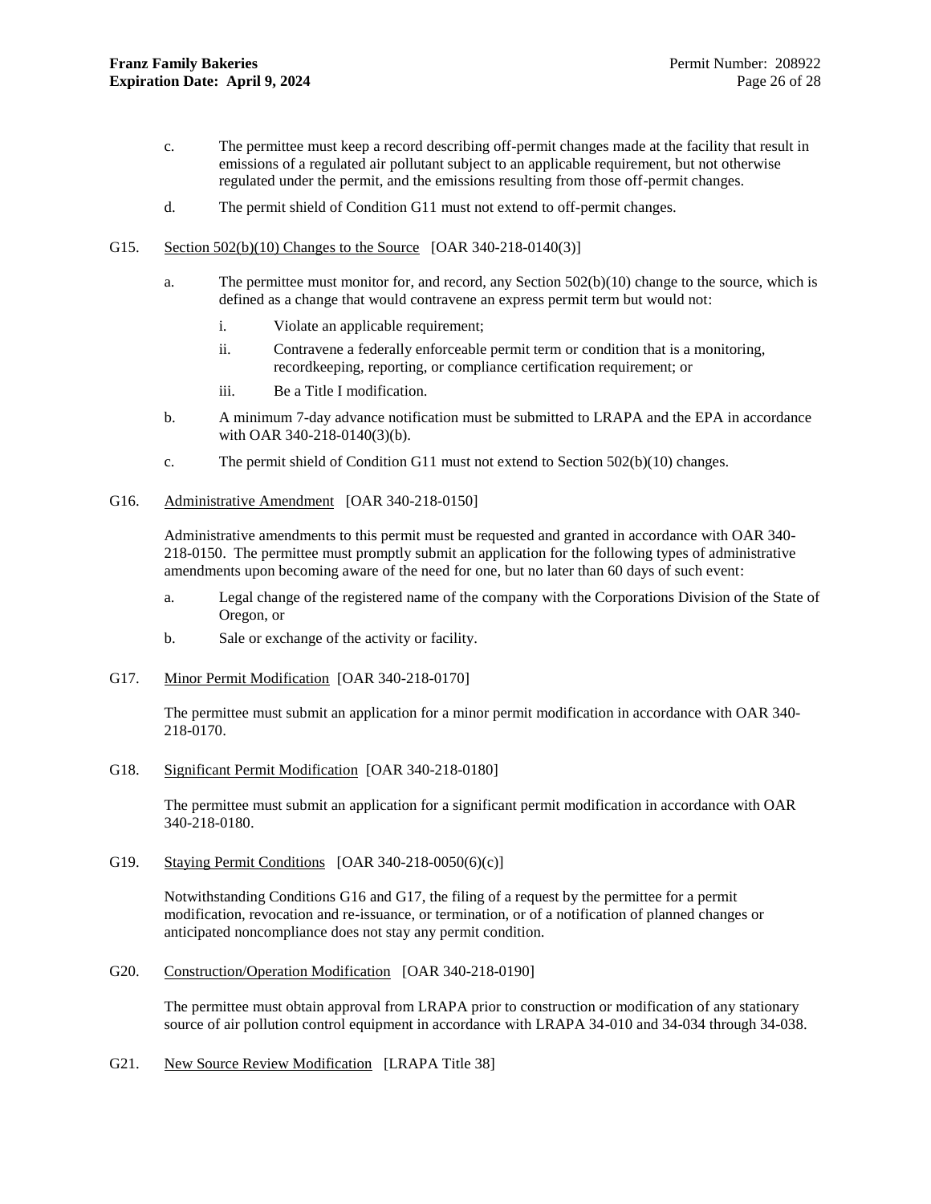c. The permittee must keep a record describing off-permit changes made at the facility that result in emissions of a regulated air pollutant subject to an applicable requirement, but not otherwise regulated under the permit, and the emissions resulting from those off-permit changes.

d. The permit shield of Condition G11 must not extend to off-permit changes.

G15. Section 502(b)(10) Changes to the Source [OAR 340-218-0140(3)]

a. The permittee must monitor for, and record, any Section 502(b)(10) change to the source, which is defined as a change that would contravene an express permit term but would not:

i. Violate an applicable requirement;

ii. Contravene a federally enforceable permit term or condition that is a monitoring, recordkeeping, reporting, or compliance certification requirement; or

iii. Be a Title I modification.

b. A minimum 7-day advance notification must be submitted to LRAPA and the EPA in accordance with OAR 340-218-0140(3)(b).

c. The permit shield of Condition G11 must not extend to Section 502(b)(10) changes.

G16. Administrative Amendment [OAR 340-218-0150]

Administrative amendments to this permit must be requested and granted in accordance with OAR 340-218-0150. The permittee must promptly submit an application for the following types of administrative amendments upon becoming aware of the need for one, but no later than 60 days of such event:

a. Legal change of the registered name of the company with the Corporations Division of the State of Oregon, or

b. Sale or exchange of the activity or facility.

G17. Minor Permit Modification [OAR 340-218-0170]

The permittee must submit an application for a minor permit modification in accordance with OAR 340-218-0170.

G18. Significant Permit Modification [OAR 340-218-0180]

The permittee must submit an application for a significant permit modification in accordance with OAR 340-218-0180.

G19. Staying Permit Conditions [OAR 340-218-0050(6)(c)]

Notwithstanding Conditions G16 and G17, the filing of a request by the permittee for a permit modification, revocation and re-issuance, or termination, or of a notification of planned changes or anticipated noncompliance does not stay any permit condition.

G20. Construction/Operation Modification [OAR 340-218-0190]

The permittee must obtain approval from LRAPA prior to construction or modification of any stationary source of air pollution control equipment in accordance with LRAPA 34-010 and 34-034 through 34-038.

G21. New Source Review Modification [LRAPA Title 38]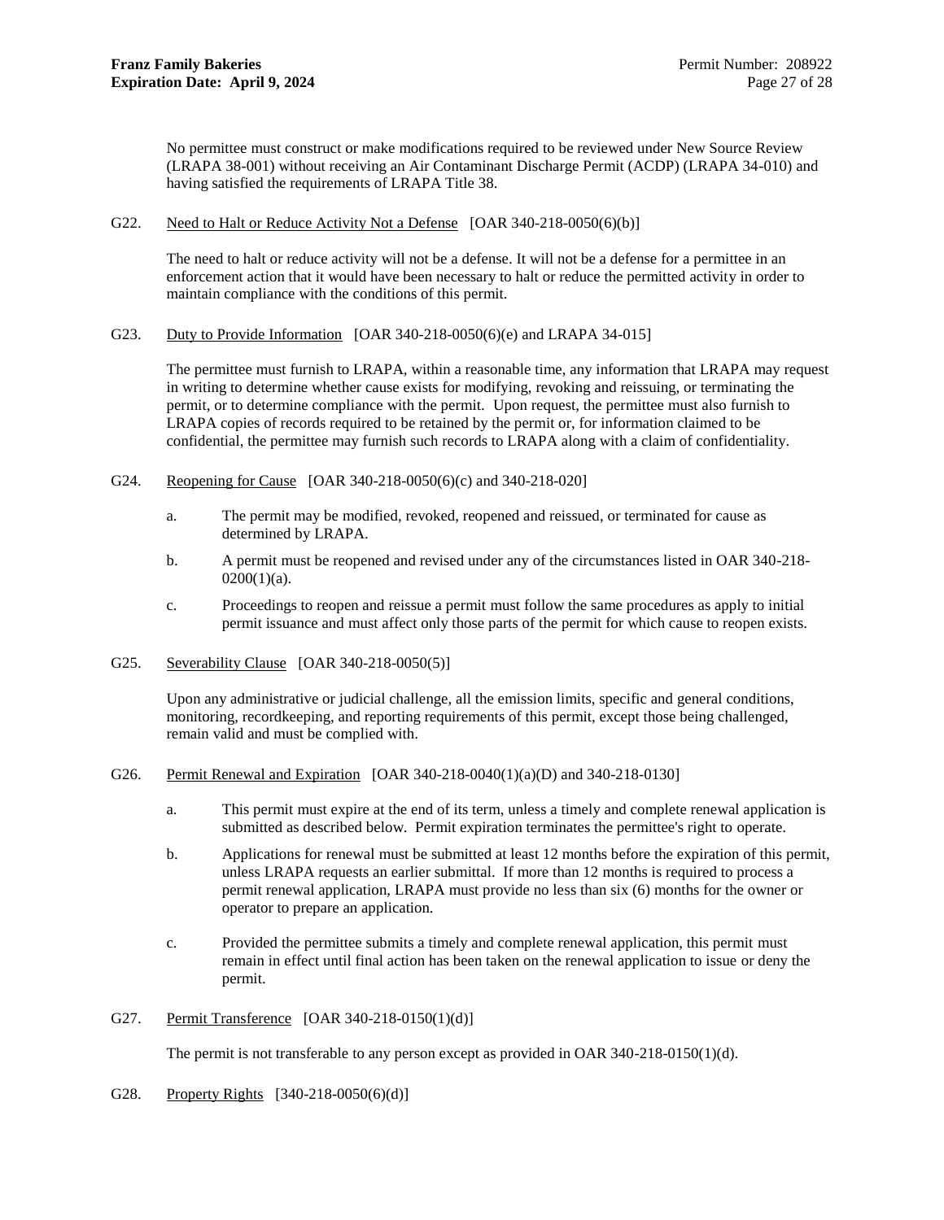No permittee must construct or make modifications required to be reviewed under New Source Review (LRAPA 38-001) without receiving an Air Contaminant Discharge Permit (ACDP) (LRAPA 34-010) and having satisfied the requirements of LRAPA Title 38.

G22. Need to Halt or Reduce Activity Not a Defense [OAR 340-218-0050(6)(b)]

The need to halt or reduce activity will not be a defense. It will not be a defense for a permittee in an enforcement action that it would have been necessary to halt or reduce the permitted activity in order to maintain compliance with the conditions of this permit.

G23. Duty to Provide Information [OAR 340-218-0050(6)(e) and LRAPA 34-015]

The permittee must furnish to LRAPA, within a reasonable time, any information that LRAPA may request in writing to determine whether cause exists for modifying, revoking and reissuing, or terminating the permit, or to determine compliance with the permit. Upon request, the permittee must also furnish to LRAPA copies of records required to be retained by the permit or, for information claimed to be confidential, the permittee may furnish such records to LRAPA along with a claim of confidentiality.

G24. Reopening for Cause [OAR 340-218-0050(6)(c) and 340-218-020]

a. The permit may be modified, revoked, reopened and reissued, or terminated for cause as determined by LRAPA.

b. A permit must be reopened and revised under any of the circumstances listed in OAR 340-218-0200(1)(a).

c. Proceedings to reopen and reissue a permit must follow the same procedures as apply to initial permit issuance and must affect only those parts of the permit for which cause to reopen exists.

G25. Severability Clause [OAR 340-218-0050(5)]

Upon any administrative or judicial challenge, all the emission limits, specific and general conditions, monitoring, recordkeeping, and reporting requirements of this permit, except those being challenged, remain valid and must be complied with.

G26. Permit Renewal and Expiration [OAR 340-218-0040(1)(a)(D) and 340-218-0130]

a. This permit must expire at the end of its term, unless a timely and complete renewal application is submitted as described below. Permit expiration terminates the permittee's right to operate.

b. Applications for renewal must be submitted at least 12 months before the expiration of this permit, unless LRAPA requests an earlier submittal. If more than 12 months is required to process a permit renewal application, LRAPA must provide no less than six (6) months for the owner or operator to prepare an application.

c. Provided the permittee submits a timely and complete renewal application, this permit must remain in effect until final action has been taken on the renewal application to issue or deny the permit.

G27. Permit Transference [OAR 340-218-0150(1)(d)]

The permit is not transferable to any person except as provided in OAR 340-218-0150(1)(d).

G28. Property Rights [340-218-0050(6)(d)]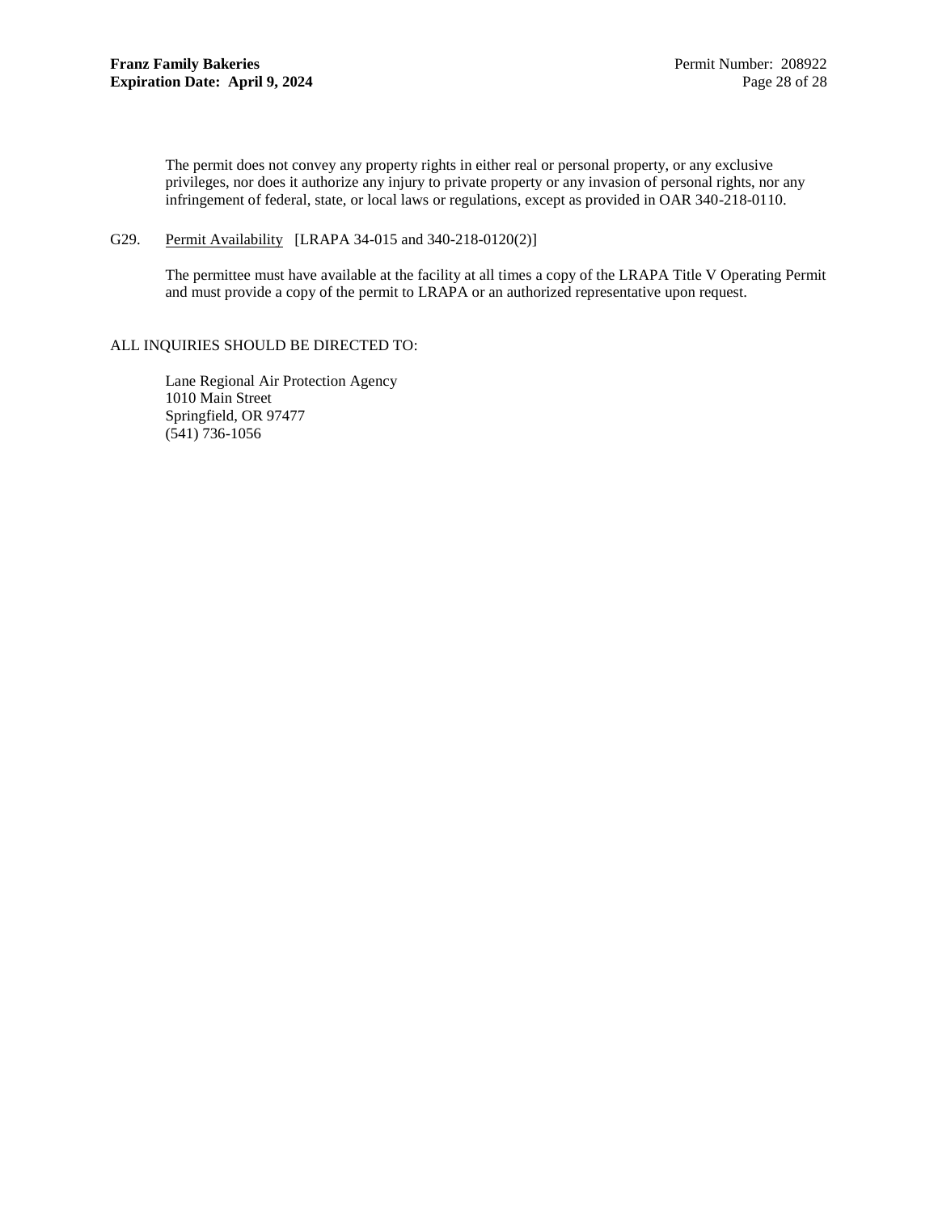The permit does not convey any property rights in either real or personal property, or any exclusive privileges, nor does it authorize any injury to private property or any invasion of personal rights, nor any infringement of federal, state, or local laws or regulations, except as provided in OAR 340-218-0110.

G29. Permit Availability [LRAPA 34-015 and 340-218-0120(2)]

The permittee must have available at the facility at all times a copy of the LRAPA Title V Operating Permit and must provide a copy of the permit to LRAPA or an authorized representative upon request.

ALL INQUIRIES SHOULD BE DIRECTED TO:

Lane Regional Air Protection Agency
1010 Main Street
Springfield, OR 97477
(541) 736-1056